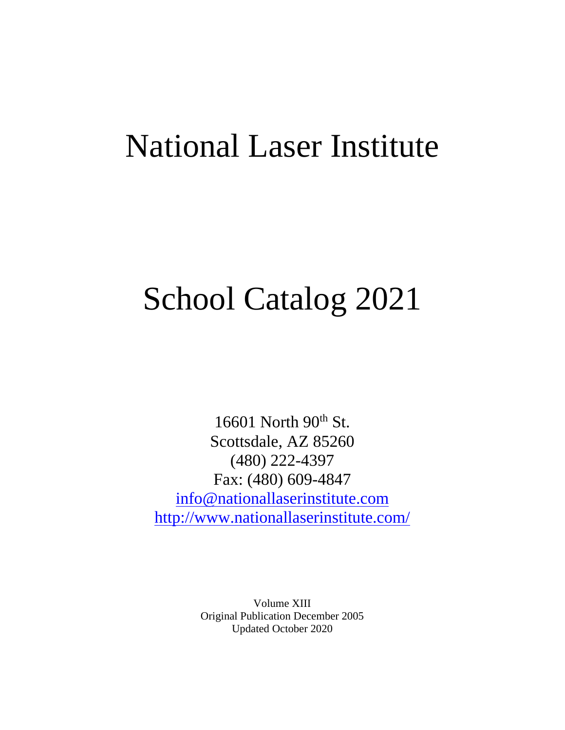# National Laser Institute

# School Catalog 2021

16601 North 90th St.
Scottsdale, AZ 85260
(480) 222-4397
Fax: (480) 609-4847
info@nationallaserinstitute.com
http://www.nationallaserinstitute.com/

Volume XIII
Original Publication December 2005
Updated October 2020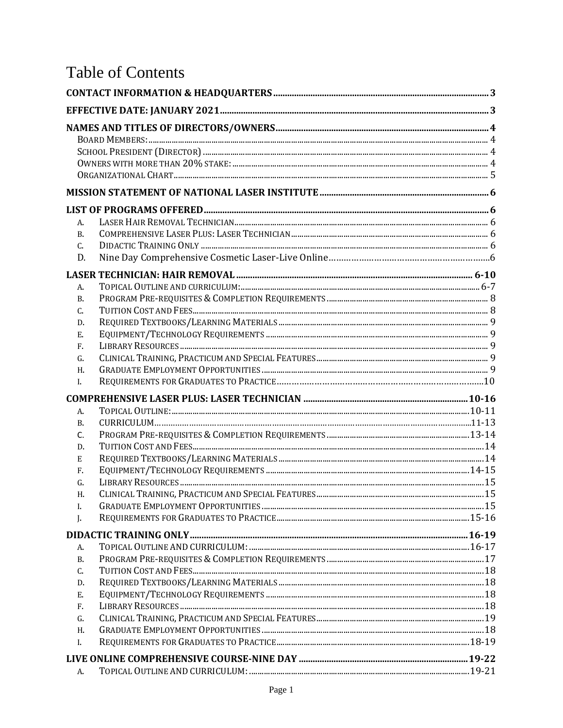# Table of Contents

**CONTACT INFORMATION & HEADQUARTERS** ........ 3

**EFFECTIVE DATE: JANUARY 2021** ........ 3

**NAMES AND TITLES OF DIRECTORS/OWNERS** ........ 4

- Board Members: ........ 4
- School President (Director) ........ 4
- Owners with more than 20% stake: ........ 4
- Organizational Chart ........ 5

**MISSION STATEMENT OF NATIONAL LASER INSTITUTE** ........ 6

**LIST OF PROGRAMS OFFERED** ........ 6

- A. Laser Hair Removal Technician ........ 6
- B. Comprehensive Laser Plus: Laser Technician ........ 6
- C. Didactic Training Only ........ 6
- D. Nine Day Comprehensive Cosmetic Laser-Live Online ........ 6

**LASER TECHNICIAN: HAIR REMOVAL** ........ 6-10

- A. Topical Outline and curriculum: ........ 6-7
- B. Program Pre-requisites & Completion Requirements ........ 8
- C. Tuition Cost and Fees ........ 8
- D. Required Textbooks/Learning Materials ........ 9
- E. Equipment/Technology Requirements ........ 9
- F. Library Resources ........ 9
- G. Clinical Training, Practicum and Special Features ........ 9
- H. Graduate Employment Opportunities ........ 9
- I. Requirements for Graduates to Practice ........ 10

**COMPREHENSIVE LASER PLUS: LASER TECHNICIAN** ........ 10-16

- A. Topical Outline: ........ 10-11
- B. CURRICULUM ........ 11-13
- C. Program Pre-requisites & Completion Requirements ........ 13-14
- D. Tuition Cost and Fees ........ 14
- E Required Textbooks/Learning Materials ........ 14
- F. Equipment/Technology Requirements ........ 14-15
- G. Library Resources ........ 15
- H. Clinical Training, Practicum and Special Features ........ 15
- I. Graduate Employment Opportunities ........ 15
- J. Requirements for Graduates to Practice ........ 15-16

**DIDACTIC TRAINING ONLY** ........ 16-19

- A. Topical Outline and curriculum: ........ 16-17
- B. Program Pre-requisites & Completion Requirements ........ 17
- C. Tuition Cost and Fees ........ 18
- D. Required Textbooks/Learning Materials ........ 18
- E. Equipment/Technology Requirements ........ 18
- F. Library Resources ........ 18
- G. Clinical Training, Practicum and Special Features ........ 19
- H. Graduate Employment Opportunities ........ 18
- I. Requirements for Graduates to Practice ........ 18-19

**LIVE ONLINE COMPREHENSIVE COURSE-NINE DAY** ........ 19-22

- A. Topical Outline and curriculum: ........ 19-21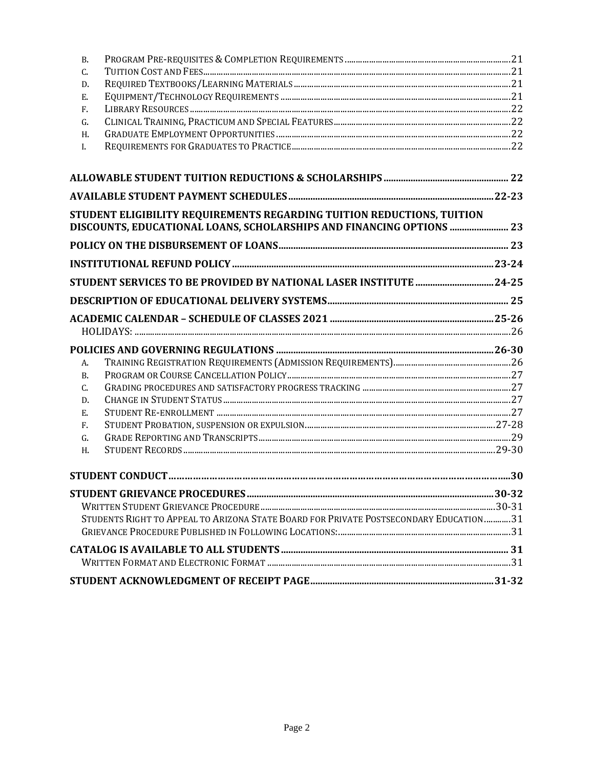B. PROGRAM PRE-REQUISITES & COMPLETION REQUIREMENTS ... 21
C. TUITION COST AND FEES ... 21
D. REQUIRED TEXTBOOKS/LEARNING MATERIALS ... 21
E. EQUIPMENT/TECHNOLOGY REQUIREMENTS ... 21
F. LIBRARY RESOURCES ... 22
G. CLINICAL TRAINING, PRACTICUM AND SPECIAL FEATURES ... 22
H. GRADUATE EMPLOYMENT OPPORTUNITIES ... 22
I. REQUIREMENTS FOR GRADUATES TO PRACTICE ... 22

**ALLOWABLE STUDENT TUITION REDUCTIONS & SCHOLARSHIPS ... 22**

**AVAILABLE STUDENT PAYMENT SCHEDULES ... 22-23**

**STUDENT ELIGIBILITY REQUIREMENTS REGARDING TUITION REDUCTIONS, TUITION DISCOUNTS, EDUCATIONAL LOANS, SCHOLARSHIPS AND FINANCING OPTIONS ... 23**

**POLICY ON THE DISBURSEMENT OF LOANS ... 23**

**INSTITUTIONAL REFUND POLICY ... 23-24**

**STUDENT SERVICES TO BE PROVIDED BY NATIONAL LASER INSTITUTE ... 24-25**

**DESCRIPTION OF EDUCATIONAL DELIVERY SYSTEMS ... 25**

**ACADEMIC CALENDAR – SCHEDULE OF CLASSES 2021 ... 25-26**

HOLIDAYS: ... 26

**POLICIES AND GOVERNING REGULATIONS ... 26-30**

A. TRAINING REGISTRATION REQUIREMENTS (ADMISSION REQUIREMENTS) ... 26
B. PROGRAM OR COURSE CANCELLATION POLICY ... 27
C. GRADING PROCEDURES AND SATISFACTORY PROGRESS TRACKING ... 27
D. CHANGE IN STUDENT STATUS ... 27
E. STUDENT RE-ENROLLMENT ... 27
F. STUDENT PROBATION, SUSPENSION OR EXPULSION ... 27-28
G. GRADE REPORTING AND TRANSCRIPTS ... 29
H. STUDENT RECORDS ... 29-30

**STUDENT CONDUCT ... 30**

**STUDENT GRIEVANCE PROCEDURES ... 30-32**

WRITTEN STUDENT GRIEVANCE PROCEDURE ... 30-31
STUDENTS RIGHT TO APPEAL TO ARIZONA STATE BOARD FOR PRIVATE POSTSECONDARY EDUCATION ... 31
GRIEVANCE PROCEDURE PUBLISHED IN FOLLOWING LOCATIONS: ... 31

**CATALOG IS AVAILABLE TO ALL STUDENTS ... 31**

WRITTEN FORMAT AND ELECTRONIC FORMAT ... 31

**STUDENT ACKNOWLEDGMENT OF RECEIPT PAGE ... 31-32**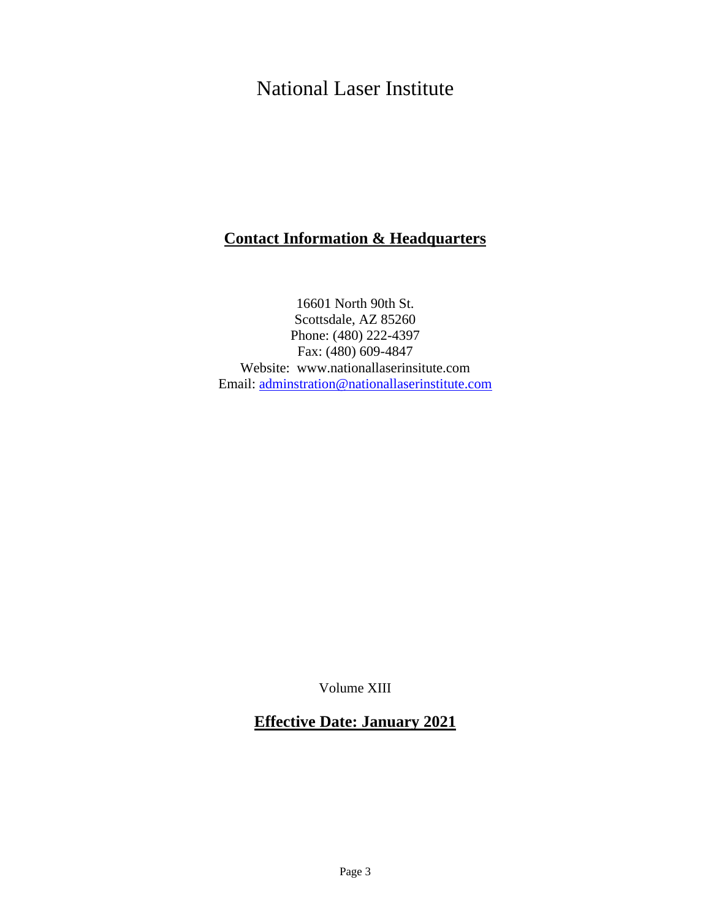# National Laser Institute

## Contact Information & Headquarters

16601 North 90th St.
Scottsdale, AZ 85260
Phone: (480) 222-4397
Fax: (480) 609-4847
Website: www.nationallaserinsitute.com
Email: adminstration@nationallaserinstitute.com

Volume XIII

**Effective Date: January 2021**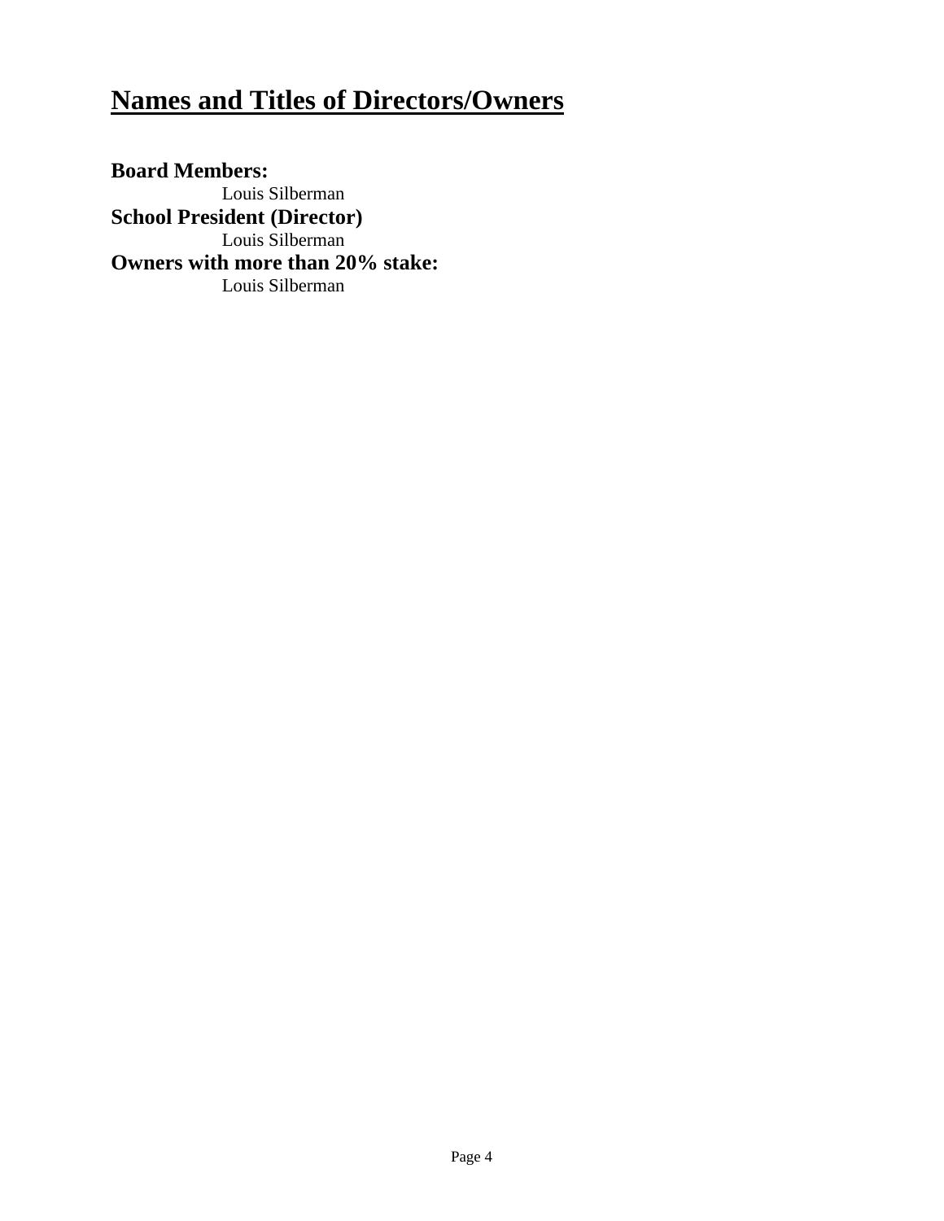# Names and Titles of Directors/Owners

**Board Members:**

Louis Silberman

**School President (Director)**

Louis Silberman

**Owners with more than 20% stake:**

Louis Silberman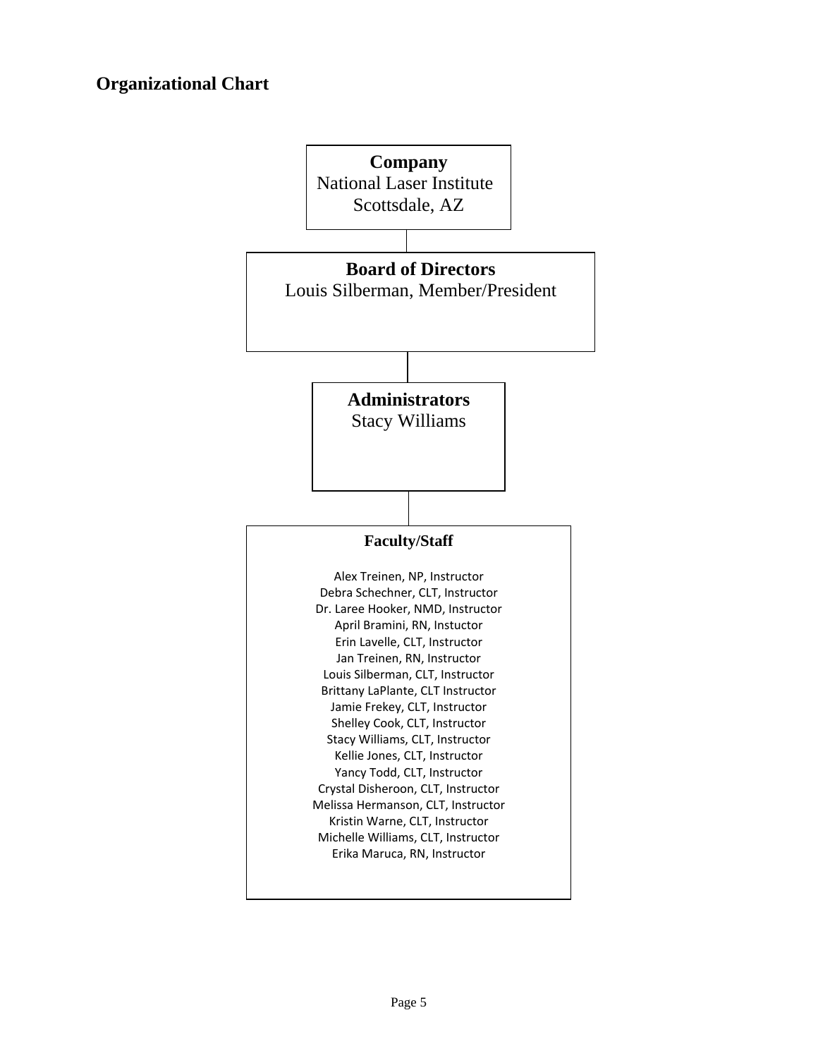## Organizational Chart

**Company**
National Laser Institute
Scottsdale, AZ

**Board of Directors**
Louis Silberman, Member/President

**Administrators**
Stacy Williams

**Faculty/Staff**

Alex Treinen, NP, Instructor
Debra Schechner, CLT, Instructor
Dr. Laree Hooker, NMD, Instructor
April Bramini, RN, Instuctor
Erin Lavelle, CLT, Instructor
Jan Treinen, RN, Instructor
Louis Silberman, CLT, Instructor
Brittany LaPlante, CLT Instructor
Jamie Frekey, CLT, Instructor
Shelley Cook, CLT, Instructor
Stacy Williams, CLT, Instructor
Kellie Jones, CLT, Instructor
Yancy Todd, CLT, Instructor
Crystal Disheroon, CLT, Instructor
Melissa Hermanson, CLT, Instructor
Kristin Warne, CLT, Instructor
Michelle Williams, CLT, Instructor
Erika Maruca, RN, Instructor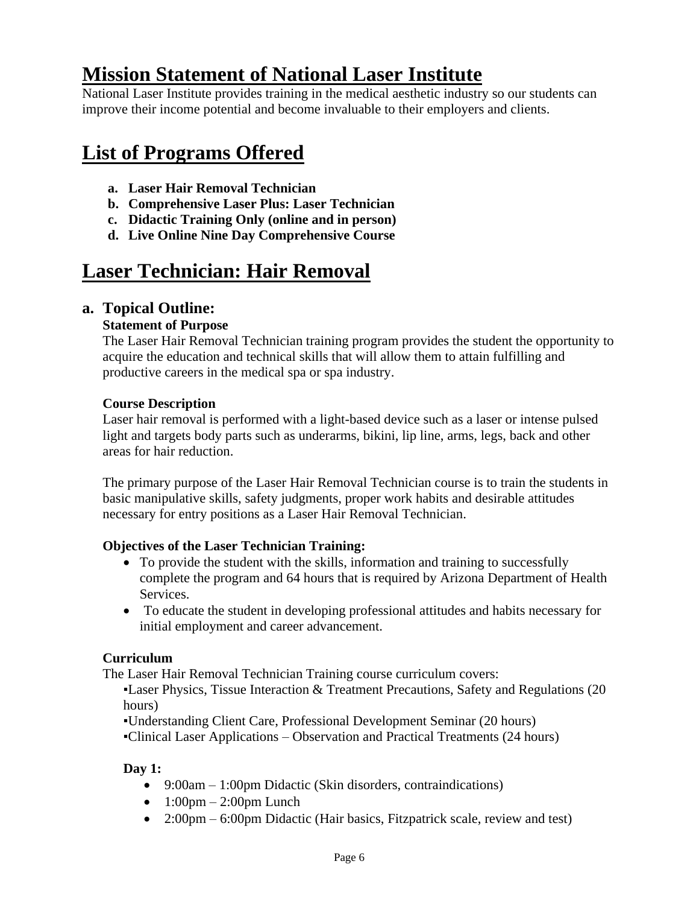# Mission Statement of National Laser Institute

National Laser Institute provides training in the medical aesthetic industry so our students can improve their income potential and become invaluable to their employers and clients.

# List of Programs Offered

- **a. Laser Hair Removal Technician**
- **b. Comprehensive Laser Plus: Laser Technician**
- **c. Didactic Training Only (online and in person)**
- **d. Live Online Nine Day Comprehensive Course**

# Laser Technician: Hair Removal

## a. Topical Outline:

**Statement of Purpose**

The Laser Hair Removal Technician training program provides the student the opportunity to acquire the education and technical skills that will allow them to attain fulfilling and productive careers in the medical spa or spa industry.

**Course Description**

Laser hair removal is performed with a light-based device such as a laser or intense pulsed light and targets body parts such as underarms, bikini, lip line, arms, legs, back and other areas for hair reduction.

The primary purpose of the Laser Hair Removal Technician course is to train the students in basic manipulative skills, safety judgments, proper work habits and desirable attitudes necessary for entry positions as a Laser Hair Removal Technician.

**Objectives of the Laser Technician Training:**

- To provide the student with the skills, information and training to successfully complete the program and 64 hours that is required by Arizona Department of Health Services.
- To educate the student in developing professional attitudes and habits necessary for initial employment and career advancement.

**Curriculum**

The Laser Hair Removal Technician Training course curriculum covers:

▪Laser Physics, Tissue Interaction & Treatment Precautions, Safety and Regulations (20 hours)

▪Understanding Client Care, Professional Development Seminar (20 hours)

▪Clinical Laser Applications – Observation and Practical Treatments (24 hours)

**Day 1:**

- 9:00am – 1:00pm Didactic (Skin disorders, contraindications)
- 1:00pm – 2:00pm Lunch
- 2:00pm – 6:00pm Didactic (Hair basics, Fitzpatrick scale, review and test)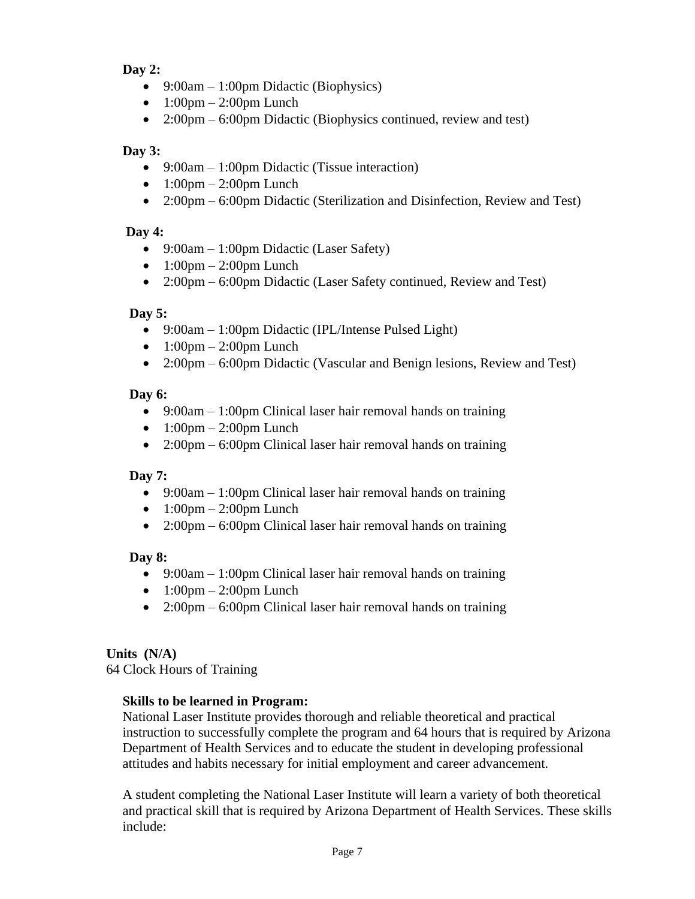**Day 2:**

- 9:00am – 1:00pm Didactic (Biophysics)
- 1:00pm – 2:00pm Lunch
- 2:00pm – 6:00pm Didactic (Biophysics continued, review and test)

**Day 3:**

- 9:00am – 1:00pm Didactic (Tissue interaction)
- 1:00pm – 2:00pm Lunch
- 2:00pm – 6:00pm Didactic (Sterilization and Disinfection, Review and Test)

**Day 4:**

- 9:00am – 1:00pm Didactic (Laser Safety)
- 1:00pm – 2:00pm Lunch
- 2:00pm – 6:00pm Didactic (Laser Safety continued, Review and Test)

**Day 5:**

- 9:00am – 1:00pm Didactic (IPL/Intense Pulsed Light)
- 1:00pm – 2:00pm Lunch
- 2:00pm – 6:00pm Didactic (Vascular and Benign lesions, Review and Test)

**Day 6:**

- 9:00am – 1:00pm Clinical laser hair removal hands on training
- 1:00pm – 2:00pm Lunch
- 2:00pm – 6:00pm Clinical laser hair removal hands on training

**Day 7:**

- 9:00am – 1:00pm Clinical laser hair removal hands on training
- 1:00pm – 2:00pm Lunch
- 2:00pm – 6:00pm Clinical laser hair removal hands on training

**Day 8:**

- 9:00am – 1:00pm Clinical laser hair removal hands on training
- 1:00pm – 2:00pm Lunch
- 2:00pm – 6:00pm Clinical laser hair removal hands on training

**Units (N/A)**
64 Clock Hours of Training

**Skills to be learned in Program:**
National Laser Institute provides thorough and reliable theoretical and practical instruction to successfully complete the program and 64 hours that is required by Arizona Department of Health Services and to educate the student in developing professional attitudes and habits necessary for initial employment and career advancement.

A student completing the National Laser Institute will learn a variety of both theoretical and practical skill that is required by Arizona Department of Health Services. These skills include: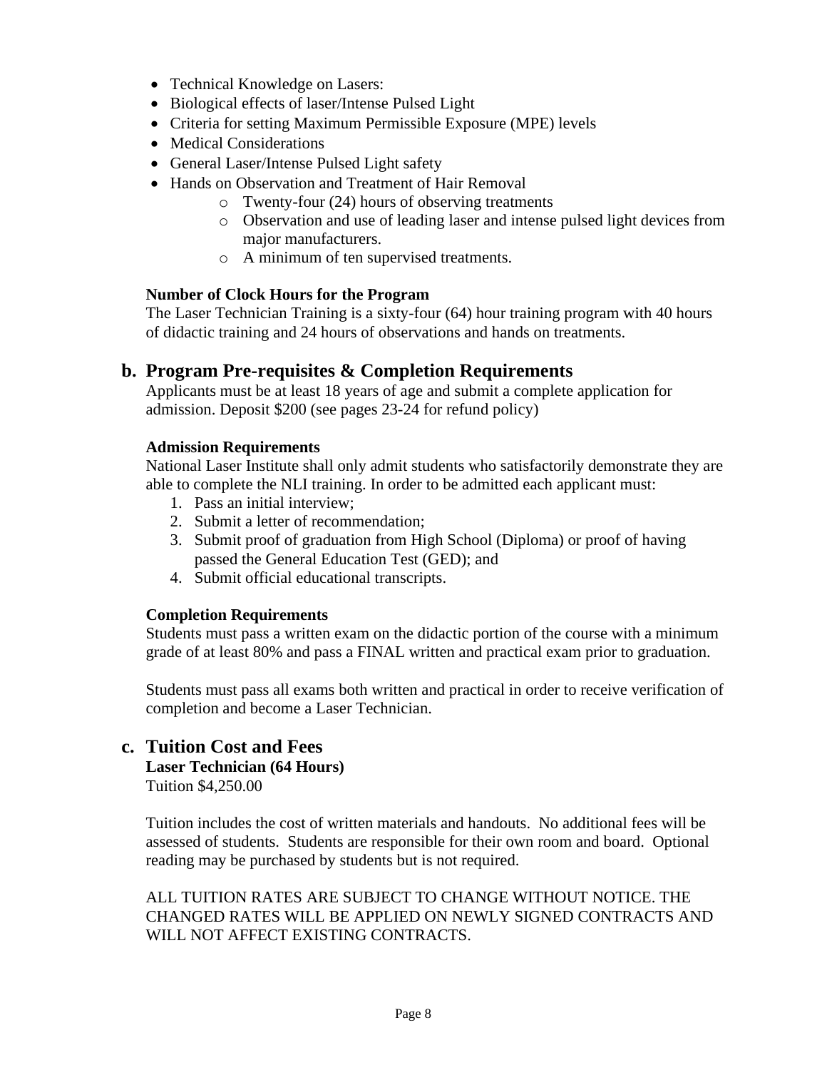- Technical Knowledge on Lasers:
- Biological effects of laser/Intense Pulsed Light
- Criteria for setting Maximum Permissible Exposure (MPE) levels
- Medical Considerations
- General Laser/Intense Pulsed Light safety
- Hands on Observation and Treatment of Hair Removal
  - Twenty-four (24) hours of observing treatments
  - Observation and use of leading laser and intense pulsed light devices from major manufacturers.
  - A minimum of ten supervised treatments.

**Number of Clock Hours for the Program**

The Laser Technician Training is a sixty-four (64) hour training program with 40 hours of didactic training and 24 hours of observations and hands on treatments.

## b. Program Pre-requisites & Completion Requirements

Applicants must be at least 18 years of age and submit a complete application for admission. Deposit $200 (see pages 23-24 for refund policy)

**Admission Requirements**

National Laser Institute shall only admit students who satisfactorily demonstrate they are able to complete the NLI training. In order to be admitted each applicant must:

1. Pass an initial interview;
2. Submit a letter of recommendation;
3. Submit proof of graduation from High School (Diploma) or proof of having passed the General Education Test (GED); and
4. Submit official educational transcripts.

**Completion Requirements**

Students must pass a written exam on the didactic portion of the course with a minimum grade of at least 80% and pass a FINAL written and practical exam prior to graduation.

Students must pass all exams both written and practical in order to receive verification of completion and become a Laser Technician.

## c. Tuition Cost and Fees

**Laser Technician (64 Hours)**

Tuition $4,250.00

Tuition includes the cost of written materials and handouts. No additional fees will be assessed of students. Students are responsible for their own room and board. Optional reading may be purchased by students but is not required.

ALL TUITION RATES ARE SUBJECT TO CHANGE WITHOUT NOTICE. THE CHANGED RATES WILL BE APPLIED ON NEWLY SIGNED CONTRACTS AND WILL NOT AFFECT EXISTING CONTRACTS.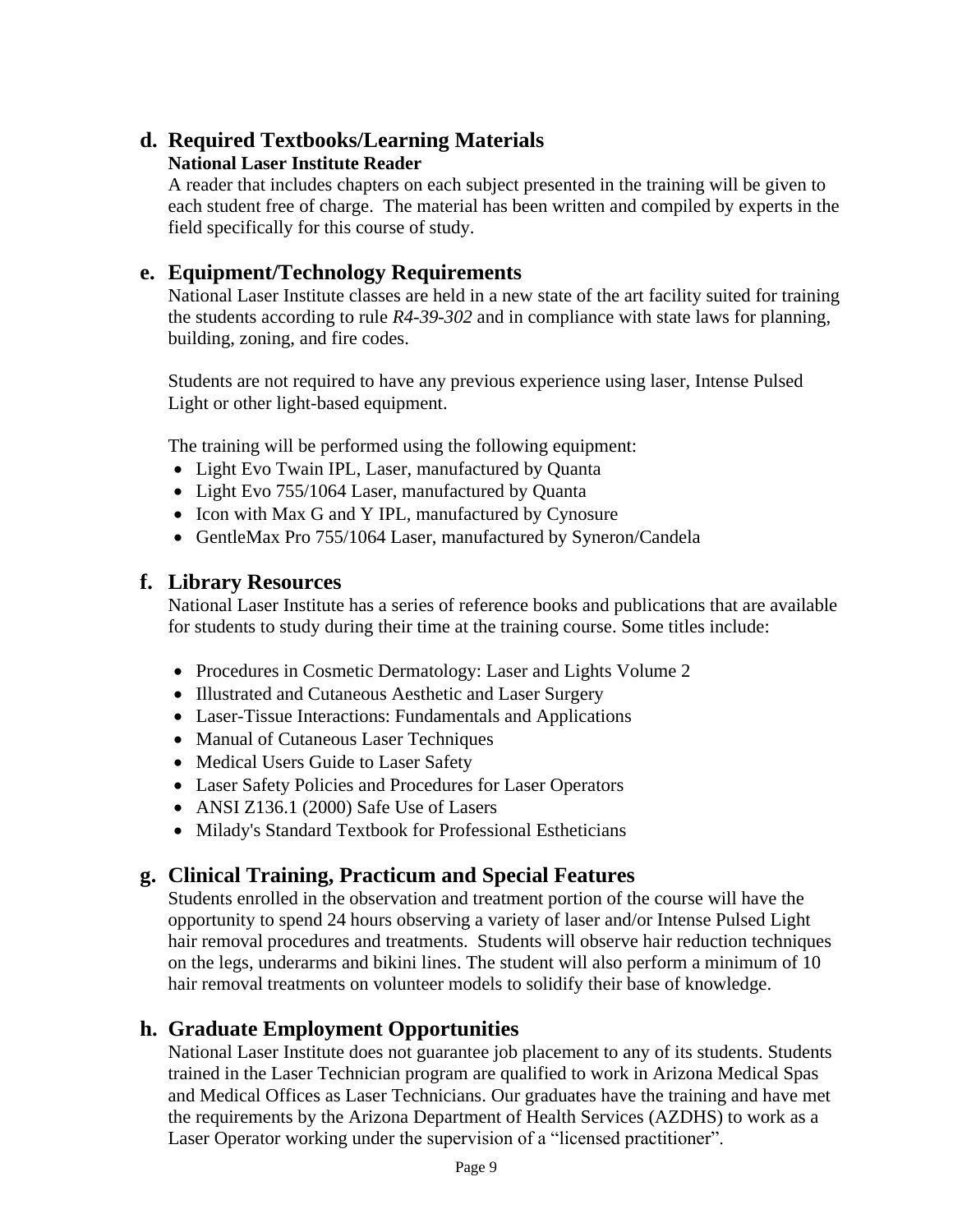## d. Required Textbooks/Learning Materials

**National Laser Institute Reader**

A reader that includes chapters on each subject presented in the training will be given to each student free of charge. The material has been written and compiled by experts in the field specifically for this course of study.

## e. Equipment/Technology Requirements

National Laser Institute classes are held in a new state of the art facility suited for training the students according to rule *R4-39-302* and in compliance with state laws for planning, building, zoning, and fire codes.

Students are not required to have any previous experience using laser, Intense Pulsed Light or other light-based equipment.

The training will be performed using the following equipment:

- Light Evo Twain IPL, Laser, manufactured by Quanta
- Light Evo 755/1064 Laser, manufactured by Quanta
- Icon with Max G and Y IPL, manufactured by Cynosure
- GentleMax Pro 755/1064 Laser, manufactured by Syneron/Candela

## f. Library Resources

National Laser Institute has a series of reference books and publications that are available for students to study during their time at the training course. Some titles include:

- Procedures in Cosmetic Dermatology: Laser and Lights Volume 2
- Illustrated and Cutaneous Aesthetic and Laser Surgery
- Laser-Tissue Interactions: Fundamentals and Applications
- Manual of Cutaneous Laser Techniques
- Medical Users Guide to Laser Safety
- Laser Safety Policies and Procedures for Laser Operators
- ANSI Z136.1 (2000) Safe Use of Lasers
- Milady's Standard Textbook for Professional Estheticians

## g. Clinical Training, Practicum and Special Features

Students enrolled in the observation and treatment portion of the course will have the opportunity to spend 24 hours observing a variety of laser and/or Intense Pulsed Light hair removal procedures and treatments. Students will observe hair reduction techniques on the legs, underarms and bikini lines. The student will also perform a minimum of 10 hair removal treatments on volunteer models to solidify their base of knowledge.

## h. Graduate Employment Opportunities

National Laser Institute does not guarantee job placement to any of its students. Students trained in the Laser Technician program are qualified to work in Arizona Medical Spas and Medical Offices as Laser Technicians. Our graduates have the training and have met the requirements by the Arizona Department of Health Services (AZDHS) to work as a Laser Operator working under the supervision of a “licensed practitioner”.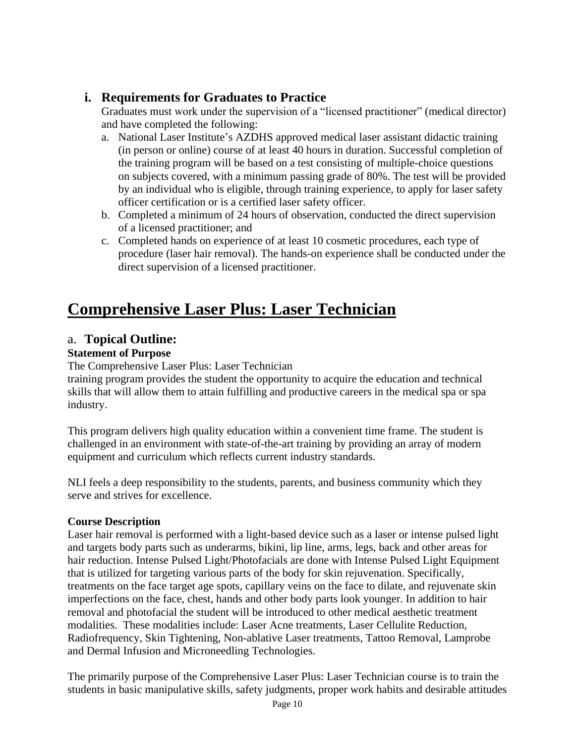### i. Requirements for Graduates to Practice

Graduates must work under the supervision of a "licensed practitioner" (medical director) and have completed the following:

a. National Laser Institute's AZDHS approved medical laser assistant didactic training (in person or online) course of at least 40 hours in duration. Successful completion of the training program will be based on a test consisting of multiple-choice questions on subjects covered, with a minimum passing grade of 80%. The test will be provided by an individual who is eligible, through training experience, to apply for laser safety officer certification or is a certified laser safety officer.
b. Completed a minimum of 24 hours of observation, conducted the direct supervision of a licensed practitioner; and
c. Completed hands on experience of at least 10 cosmetic procedures, each type of procedure (laser hair removal). The hands-on experience shall be conducted under the direct supervision of a licensed practitioner.

# Comprehensive Laser Plus: Laser Technician

## a. Topical Outline:

**Statement of Purpose**

The Comprehensive Laser Plus: Laser Technician training program provides the student the opportunity to acquire the education and technical skills that will allow them to attain fulfilling and productive careers in the medical spa or spa industry.

This program delivers high quality education within a convenient time frame. The student is challenged in an environment with state-of-the-art training by providing an array of modern equipment and curriculum which reflects current industry standards.

NLI feels a deep responsibility to the students, parents, and business community which they serve and strives for excellence.

**Course Description**

Laser hair removal is performed with a light-based device such as a laser or intense pulsed light and targets body parts such as underarms, bikini, lip line, arms, legs, back and other areas for hair reduction. Intense Pulsed Light/Photofacials are done with Intense Pulsed Light Equipment that is utilized for targeting various parts of the body for skin rejuvenation. Specifically, treatments on the face target age spots, capillary veins on the face to dilate, and rejuvenate skin imperfections on the face, chest, hands and other body parts look younger. In addition to hair removal and photofacial the student will be introduced to other medical aesthetic treatment modalities. These modalities include: Laser Acne treatments, Laser Cellulite Reduction, Radiofrequency, Skin Tightening, Non-ablative Laser treatments, Tattoo Removal, Lamprobe and Dermal Infusion and Microneedling Technologies.

The primarily purpose of the Comprehensive Laser Plus: Laser Technician course is to train the students in basic manipulative skills, safety judgments, proper work habits and desirable attitudes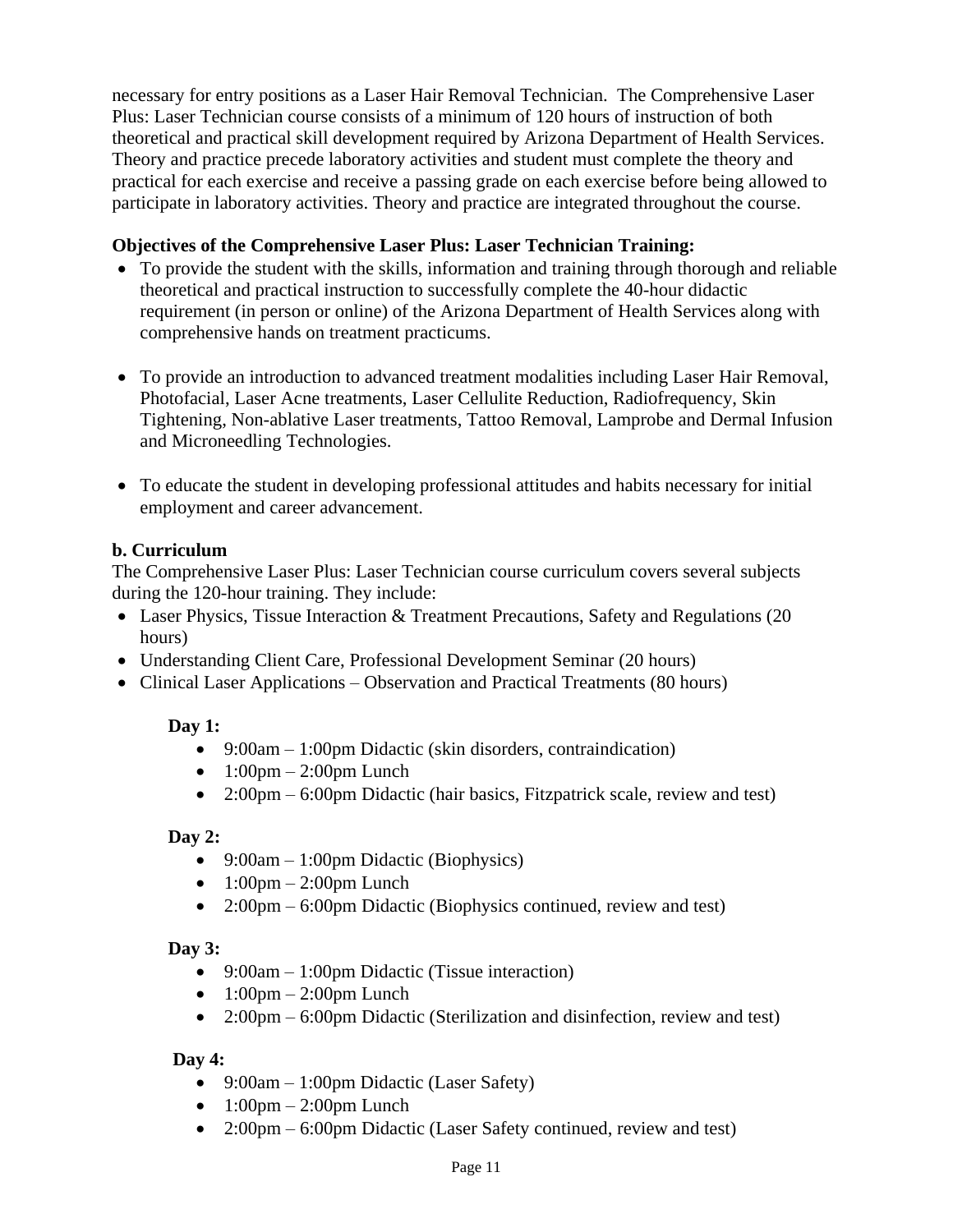necessary for entry positions as a Laser Hair Removal Technician. The Comprehensive Laser Plus: Laser Technician course consists of a minimum of 120 hours of instruction of both theoretical and practical skill development required by Arizona Department of Health Services. Theory and practice precede laboratory activities and student must complete the theory and practical for each exercise and receive a passing grade on each exercise before being allowed to participate in laboratory activities. Theory and practice are integrated throughout the course.

**Objectives of the Comprehensive Laser Plus: Laser Technician Training:**

- To provide the student with the skills, information and training through thorough and reliable theoretical and practical instruction to successfully complete the 40-hour didactic requirement (in person or online) of the Arizona Department of Health Services along with comprehensive hands on treatment practicums.
- To provide an introduction to advanced treatment modalities including Laser Hair Removal, Photofacial, Laser Acne treatments, Laser Cellulite Reduction, Radiofrequency, Skin Tightening, Non-ablative Laser treatments, Tattoo Removal, Lamprobe and Dermal Infusion and Microneedling Technologies.
- To educate the student in developing professional attitudes and habits necessary for initial employment and career advancement.

**b. Curriculum**

The Comprehensive Laser Plus: Laser Technician course curriculum covers several subjects during the 120-hour training. They include:

- Laser Physics, Tissue Interaction & Treatment Precautions, Safety and Regulations (20 hours)
- Understanding Client Care, Professional Development Seminar (20 hours)
- Clinical Laser Applications – Observation and Practical Treatments (80 hours)

**Day 1:**

- 9:00am – 1:00pm Didactic (skin disorders, contraindication)
- 1:00pm – 2:00pm Lunch
- 2:00pm – 6:00pm Didactic (hair basics, Fitzpatrick scale, review and test)

**Day 2:**

- 9:00am – 1:00pm Didactic (Biophysics)
- 1:00pm – 2:00pm Lunch
- 2:00pm – 6:00pm Didactic (Biophysics continued, review and test)

**Day 3:**

- 9:00am – 1:00pm Didactic (Tissue interaction)
- 1:00pm – 2:00pm Lunch
- 2:00pm – 6:00pm Didactic (Sterilization and disinfection, review and test)

**Day 4:**

- 9:00am – 1:00pm Didactic (Laser Safety)
- 1:00pm – 2:00pm Lunch
- 2:00pm – 6:00pm Didactic (Laser Safety continued, review and test)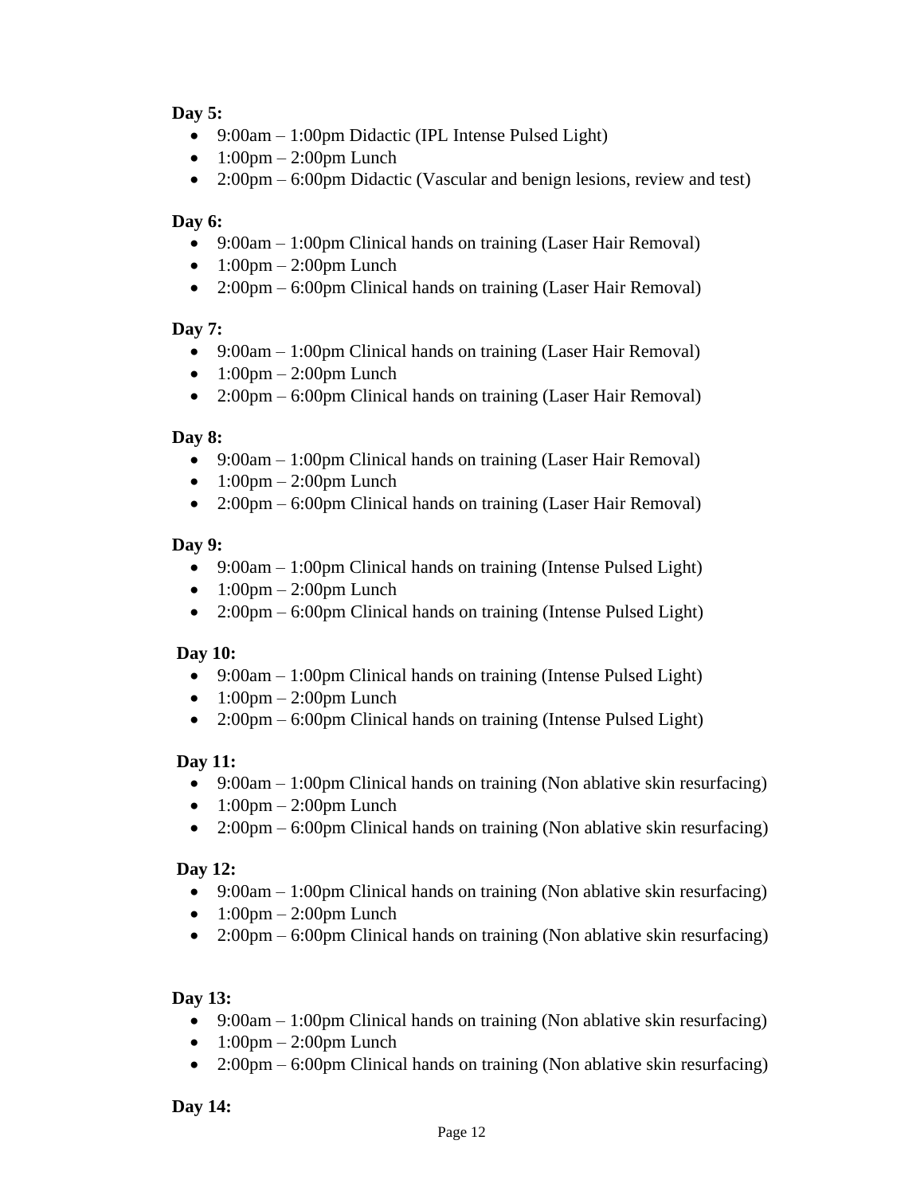**Day 5:**

- 9:00am – 1:00pm Didactic (IPL Intense Pulsed Light)
- 1:00pm – 2:00pm Lunch
- 2:00pm – 6:00pm Didactic (Vascular and benign lesions, review and test)

**Day 6:**

- 9:00am – 1:00pm Clinical hands on training (Laser Hair Removal)
- 1:00pm – 2:00pm Lunch
- 2:00pm – 6:00pm Clinical hands on training (Laser Hair Removal)

**Day 7:**

- 9:00am – 1:00pm Clinical hands on training (Laser Hair Removal)
- 1:00pm – 2:00pm Lunch
- 2:00pm – 6:00pm Clinical hands on training (Laser Hair Removal)

**Day 8:**

- 9:00am – 1:00pm Clinical hands on training (Laser Hair Removal)
- 1:00pm – 2:00pm Lunch
- 2:00pm – 6:00pm Clinical hands on training (Laser Hair Removal)

**Day 9:**

- 9:00am – 1:00pm Clinical hands on training (Intense Pulsed Light)
- 1:00pm – 2:00pm Lunch
- 2:00pm – 6:00pm Clinical hands on training (Intense Pulsed Light)

**Day 10:**

- 9:00am – 1:00pm Clinical hands on training (Intense Pulsed Light)
- 1:00pm – 2:00pm Lunch
- 2:00pm – 6:00pm Clinical hands on training (Intense Pulsed Light)

**Day 11:**

- 9:00am – 1:00pm Clinical hands on training (Non ablative skin resurfacing)
- 1:00pm – 2:00pm Lunch
- 2:00pm – 6:00pm Clinical hands on training (Non ablative skin resurfacing)

**Day 12:**

- 9:00am – 1:00pm Clinical hands on training (Non ablative skin resurfacing)
- 1:00pm – 2:00pm Lunch
- 2:00pm – 6:00pm Clinical hands on training (Non ablative skin resurfacing)

**Day 13:**

- 9:00am – 1:00pm Clinical hands on training (Non ablative skin resurfacing)
- 1:00pm – 2:00pm Lunch
- 2:00pm – 6:00pm Clinical hands on training (Non ablative skin resurfacing)

**Day 14:**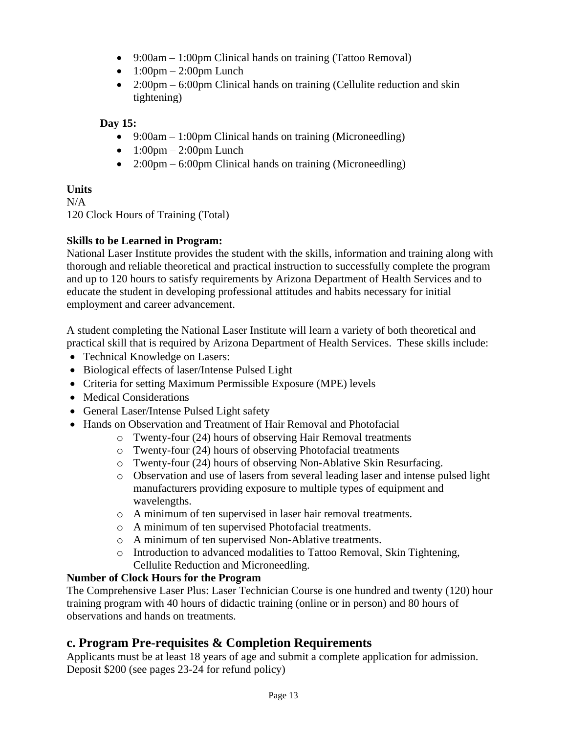- 9:00am – 1:00pm Clinical hands on training (Tattoo Removal)
- 1:00pm – 2:00pm Lunch
- 2:00pm – 6:00pm Clinical hands on training (Cellulite reduction and skin tightening)

**Day 15:**

- 9:00am – 1:00pm Clinical hands on training (Microneedling)
- 1:00pm – 2:00pm Lunch
- 2:00pm – 6:00pm Clinical hands on training (Microneedling)

**Units**

N/A

120 Clock Hours of Training (Total)

**Skills to be Learned in Program:**

National Laser Institute provides the student with the skills, information and training along with thorough and reliable theoretical and practical instruction to successfully complete the program and up to 120 hours to satisfy requirements by Arizona Department of Health Services and to educate the student in developing professional attitudes and habits necessary for initial employment and career advancement.

A student completing the National Laser Institute will learn a variety of both theoretical and practical skill that is required by Arizona Department of Health Services. These skills include:

- Technical Knowledge on Lasers:
- Biological effects of laser/Intense Pulsed Light
- Criteria for setting Maximum Permissible Exposure (MPE) levels
- Medical Considerations
- General Laser/Intense Pulsed Light safety
- Hands on Observation and Treatment of Hair Removal and Photofacial
  - Twenty-four (24) hours of observing Hair Removal treatments
  - Twenty-four (24) hours of observing Photofacial treatments
  - Twenty-four (24) hours of observing Non-Ablative Skin Resurfacing.
  - Observation and use of lasers from several leading laser and intense pulsed light manufacturers providing exposure to multiple types of equipment and wavelengths.
  - A minimum of ten supervised in laser hair removal treatments.
  - A minimum of ten supervised Photofacial treatments.
  - A minimum of ten supervised Non-Ablative treatments.
  - Introduction to advanced modalities to Tattoo Removal, Skin Tightening, Cellulite Reduction and Microneedling.

**Number of Clock Hours for the Program**

The Comprehensive Laser Plus: Laser Technician Course is one hundred and twenty (120) hour training program with 40 hours of didactic training (online or in person) and 80 hours of observations and hands on treatments.

## c. Program Pre-requisites & Completion Requirements

Applicants must be at least 18 years of age and submit a complete application for admission. Deposit $200 (see pages 23-24 for refund policy)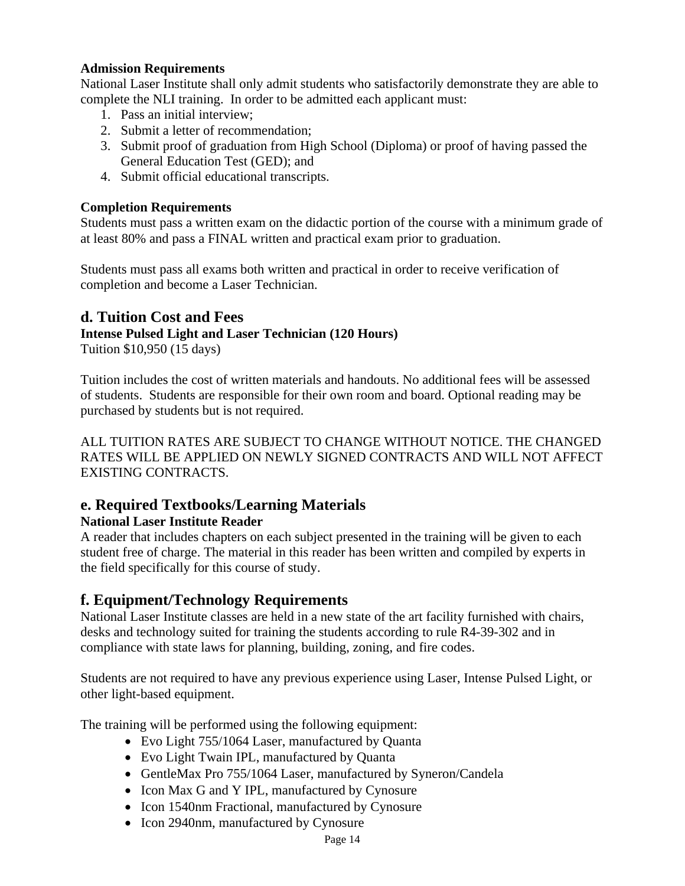**Admission Requirements**

National Laser Institute shall only admit students who satisfactorily demonstrate they are able to complete the NLI training. In order to be admitted each applicant must:

1. Pass an initial interview;
2. Submit a letter of recommendation;
3. Submit proof of graduation from High School (Diploma) or proof of having passed the General Education Test (GED); and
4. Submit official educational transcripts.

**Completion Requirements**

Students must pass a written exam on the didactic portion of the course with a minimum grade of at least 80% and pass a FINAL written and practical exam prior to graduation.

Students must pass all exams both written and practical in order to receive verification of completion and become a Laser Technician.

## d. Tuition Cost and Fees

**Intense Pulsed Light and Laser Technician (120 Hours)**

Tuition $10,950 (15 days)

Tuition includes the cost of written materials and handouts. No additional fees will be assessed of students. Students are responsible for their own room and board. Optional reading may be purchased by students but is not required.

ALL TUITION RATES ARE SUBJECT TO CHANGE WITHOUT NOTICE. THE CHANGED RATES WILL BE APPLIED ON NEWLY SIGNED CONTRACTS AND WILL NOT AFFECT EXISTING CONTRACTS.

## e. Required Textbooks/Learning Materials

**National Laser Institute Reader**

A reader that includes chapters on each subject presented in the training will be given to each student free of charge. The material in this reader has been written and compiled by experts in the field specifically for this course of study.

## f. Equipment/Technology Requirements

National Laser Institute classes are held in a new state of the art facility furnished with chairs, desks and technology suited for training the students according to rule R4-39-302 and in compliance with state laws for planning, building, zoning, and fire codes.

Students are not required to have any previous experience using Laser, Intense Pulsed Light, or other light-based equipment.

The training will be performed using the following equipment:

- Evo Light 755/1064 Laser, manufactured by Quanta
- Evo Light Twain IPL, manufactured by Quanta
- GentleMax Pro 755/1064 Laser, manufactured by Syneron/Candela
- Icon Max G and Y IPL, manufactured by Cynosure
- Icon 1540nm Fractional, manufactured by Cynosure
- Icon 2940nm, manufactured by Cynosure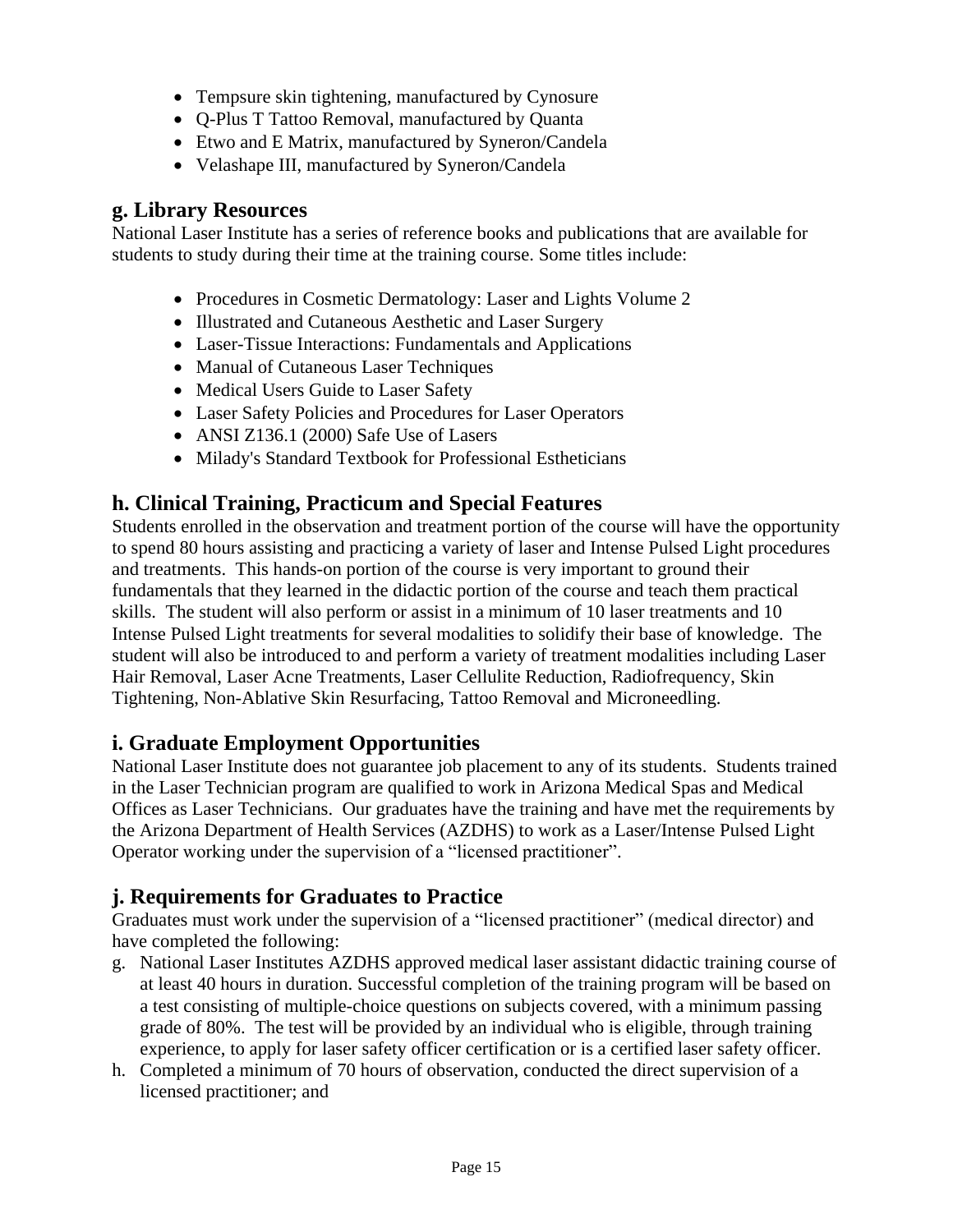- Tempsure skin tightening, manufactured by Cynosure
- Q-Plus T Tattoo Removal, manufactured by Quanta
- Etwo and E Matrix, manufactured by Syneron/Candela
- Velashape III, manufactured by Syneron/Candela

## g. Library Resources

National Laser Institute has a series of reference books and publications that are available for students to study during their time at the training course. Some titles include:

- Procedures in Cosmetic Dermatology: Laser and Lights Volume 2
- Illustrated and Cutaneous Aesthetic and Laser Surgery
- Laser-Tissue Interactions: Fundamentals and Applications
- Manual of Cutaneous Laser Techniques
- Medical Users Guide to Laser Safety
- Laser Safety Policies and Procedures for Laser Operators
- ANSI Z136.1 (2000) Safe Use of Lasers
- Milady's Standard Textbook for Professional Estheticians

## h. Clinical Training, Practicum and Special Features

Students enrolled in the observation and treatment portion of the course will have the opportunity to spend 80 hours assisting and practicing a variety of laser and Intense Pulsed Light procedures and treatments. This hands-on portion of the course is very important to ground their fundamentals that they learned in the didactic portion of the course and teach them practical skills. The student will also perform or assist in a minimum of 10 laser treatments and 10 Intense Pulsed Light treatments for several modalities to solidify their base of knowledge. The student will also be introduced to and perform a variety of treatment modalities including Laser Hair Removal, Laser Acne Treatments, Laser Cellulite Reduction, Radiofrequency, Skin Tightening, Non-Ablative Skin Resurfacing, Tattoo Removal and Microneedling.

## i. Graduate Employment Opportunities

National Laser Institute does not guarantee job placement to any of its students. Students trained in the Laser Technician program are qualified to work in Arizona Medical Spas and Medical Offices as Laser Technicians. Our graduates have the training and have met the requirements by the Arizona Department of Health Services (AZDHS) to work as a Laser/Intense Pulsed Light Operator working under the supervision of a "licensed practitioner".

## j. Requirements for Graduates to Practice

Graduates must work under the supervision of a "licensed practitioner" (medical director) and have completed the following:

g. National Laser Institutes AZDHS approved medical laser assistant didactic training course of at least 40 hours in duration. Successful completion of the training program will be based on a test consisting of multiple-choice questions on subjects covered, with a minimum passing grade of 80%. The test will be provided by an individual who is eligible, through training experience, to apply for laser safety officer certification or is a certified laser safety officer.
h. Completed a minimum of 70 hours of observation, conducted the direct supervision of a licensed practitioner; and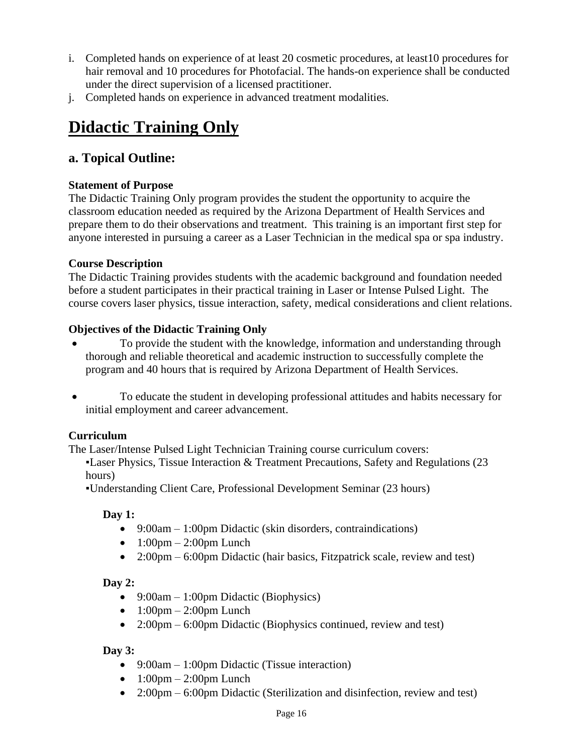i. Completed hands on experience of at least 20 cosmetic procedures, at least10 procedures for hair removal and 10 procedures for Photofacial. The hands-on experience shall be conducted under the direct supervision of a licensed practitioner.
j. Completed hands on experience in advanced treatment modalities.

# Didactic Training Only

## a. Topical Outline:

**Statement of Purpose**
The Didactic Training Only program provides the student the opportunity to acquire the classroom education needed as required by the Arizona Department of Health Services and prepare them to do their observations and treatment. This training is an important first step for anyone interested in pursuing a career as a Laser Technician in the medical spa or spa industry.

**Course Description**
The Didactic Training provides students with the academic background and foundation needed before a student participates in their practical training in Laser or Intense Pulsed Light. The course covers laser physics, tissue interaction, safety, medical considerations and client relations.

**Objectives of the Didactic Training Only**

- To provide the student with the knowledge, information and understanding through thorough and reliable theoretical and academic instruction to successfully complete the program and 40 hours that is required by Arizona Department of Health Services.

- To educate the student in developing professional attitudes and habits necessary for initial employment and career advancement.

**Curriculum**
The Laser/Intense Pulsed Light Technician Training course curriculum covers:

▪Laser Physics, Tissue Interaction & Treatment Precautions, Safety and Regulations (23 hours)
▪Understanding Client Care, Professional Development Seminar (23 hours)

**Day 1:**

- 9:00am – 1:00pm Didactic (skin disorders, contraindications)
- 1:00pm – 2:00pm Lunch
- 2:00pm – 6:00pm Didactic (hair basics, Fitzpatrick scale, review and test)

**Day 2:**

- 9:00am – 1:00pm Didactic (Biophysics)
- 1:00pm – 2:00pm Lunch
- 2:00pm – 6:00pm Didactic (Biophysics continued, review and test)

**Day 3:**

- 9:00am – 1:00pm Didactic (Tissue interaction)
- 1:00pm – 2:00pm Lunch
- 2:00pm – 6:00pm Didactic (Sterilization and disinfection, review and test)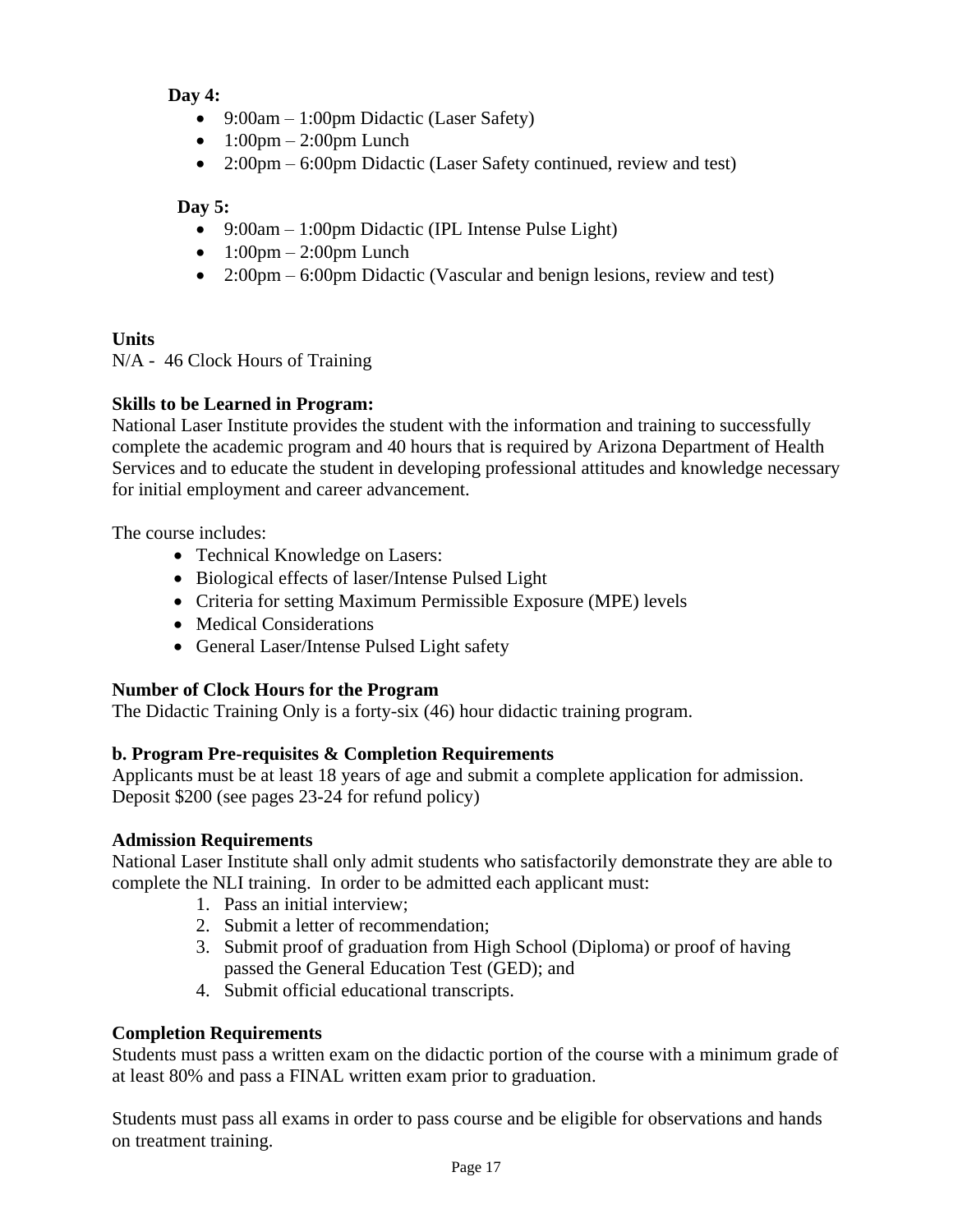**Day 4:**

- 9:00am – 1:00pm Didactic (Laser Safety)
- 1:00pm – 2:00pm Lunch
- 2:00pm – 6:00pm Didactic (Laser Safety continued, review and test)

**Day 5:**

- 9:00am – 1:00pm Didactic (IPL Intense Pulse Light)
- 1:00pm – 2:00pm Lunch
- 2:00pm – 6:00pm Didactic (Vascular and benign lesions, review and test)

**Units**

N/A - 46 Clock Hours of Training

**Skills to be Learned in Program:**

National Laser Institute provides the student with the information and training to successfully complete the academic program and 40 hours that is required by Arizona Department of Health Services and to educate the student in developing professional attitudes and knowledge necessary for initial employment and career advancement.

The course includes:

- Technical Knowledge on Lasers:
- Biological effects of laser/Intense Pulsed Light
- Criteria for setting Maximum Permissible Exposure (MPE) levels
- Medical Considerations
- General Laser/Intense Pulsed Light safety

**Number of Clock Hours for the Program**

The Didactic Training Only is a forty-six (46) hour didactic training program.

**b. Program Pre-requisites & Completion Requirements**

Applicants must be at least 18 years of age and submit a complete application for admission. Deposit $200 (see pages 23-24 for refund policy)

**Admission Requirements**

National Laser Institute shall only admit students who satisfactorily demonstrate they are able to complete the NLI training. In order to be admitted each applicant must:

1. Pass an initial interview;
2. Submit a letter of recommendation;
3. Submit proof of graduation from High School (Diploma) or proof of having passed the General Education Test (GED); and
4. Submit official educational transcripts.

**Completion Requirements**

Students must pass a written exam on the didactic portion of the course with a minimum grade of at least 80% and pass a FINAL written exam prior to graduation.

Students must pass all exams in order to pass course and be eligible for observations and hands on treatment training.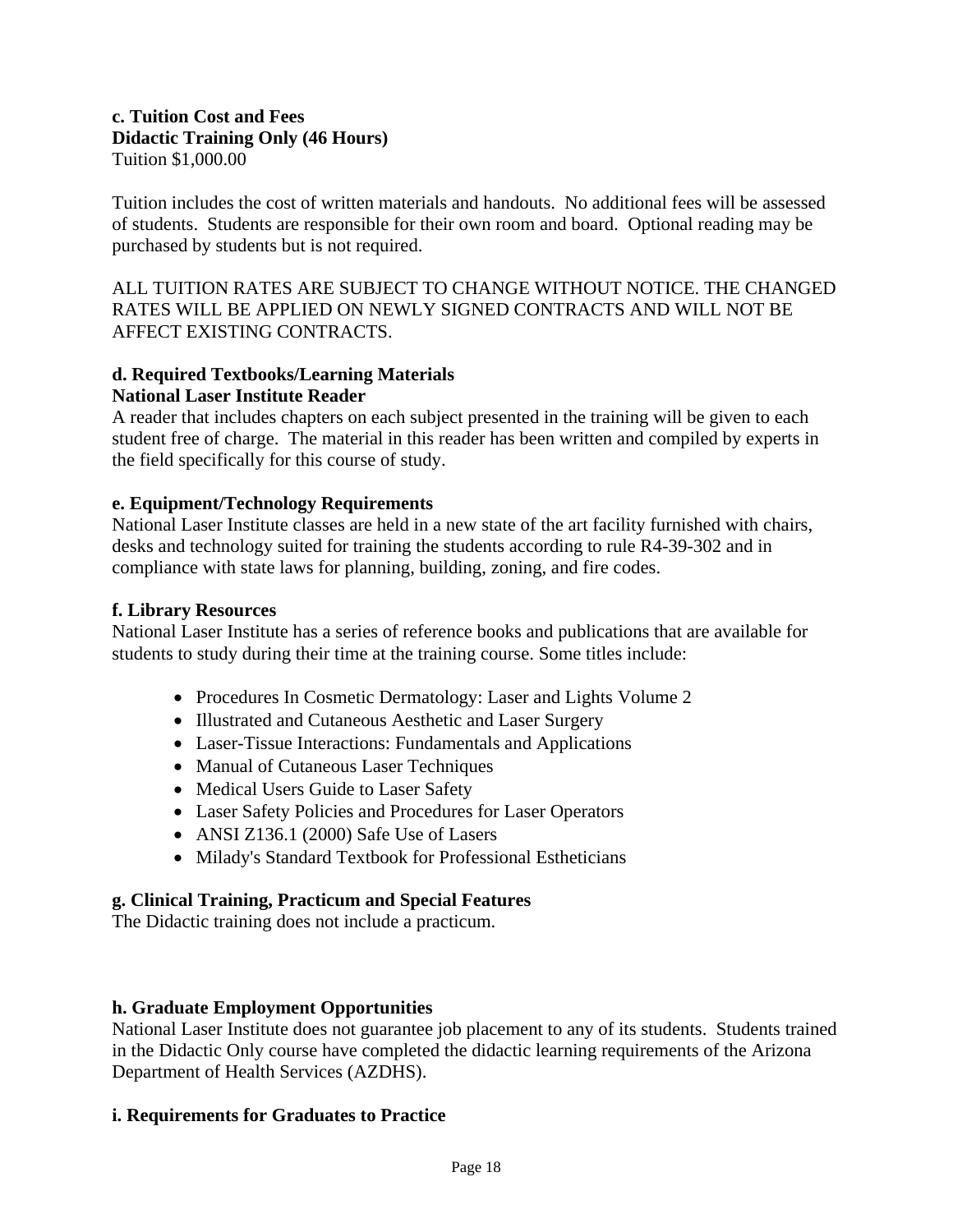**c. Tuition Cost and Fees**
**Didactic Training Only (46 Hours)**
Tuition $1,000.00

Tuition includes the cost of written materials and handouts. No additional fees will be assessed of students. Students are responsible for their own room and board. Optional reading may be purchased by students but is not required.

ALL TUITION RATES ARE SUBJECT TO CHANGE WITHOUT NOTICE. THE CHANGED RATES WILL BE APPLIED ON NEWLY SIGNED CONTRACTS AND WILL NOT BE AFFECT EXISTING CONTRACTS.

**d. Required Textbooks/Learning Materials**
**National Laser Institute Reader**
A reader that includes chapters on each subject presented in the training will be given to each student free of charge. The material in this reader has been written and compiled by experts in the field specifically for this course of study.

**e. Equipment/Technology Requirements**
National Laser Institute classes are held in a new state of the art facility furnished with chairs, desks and technology suited for training the students according to rule R4-39-302 and in compliance with state laws for planning, building, zoning, and fire codes.

**f. Library Resources**
National Laser Institute has a series of reference books and publications that are available for students to study during their time at the training course. Some titles include:

- Procedures In Cosmetic Dermatology: Laser and Lights Volume 2
- Illustrated and Cutaneous Aesthetic and Laser Surgery
- Laser-Tissue Interactions: Fundamentals and Applications
- Manual of Cutaneous Laser Techniques
- Medical Users Guide to Laser Safety
- Laser Safety Policies and Procedures for Laser Operators
- ANSI Z136.1 (2000) Safe Use of Lasers
- Milady's Standard Textbook for Professional Estheticians

**g. Clinical Training, Practicum and Special Features**
The Didactic training does not include a practicum.

**h. Graduate Employment Opportunities**
National Laser Institute does not guarantee job placement to any of its students. Students trained in the Didactic Only course have completed the didactic learning requirements of the Arizona Department of Health Services (AZDHS).

**i. Requirements for Graduates to Practice**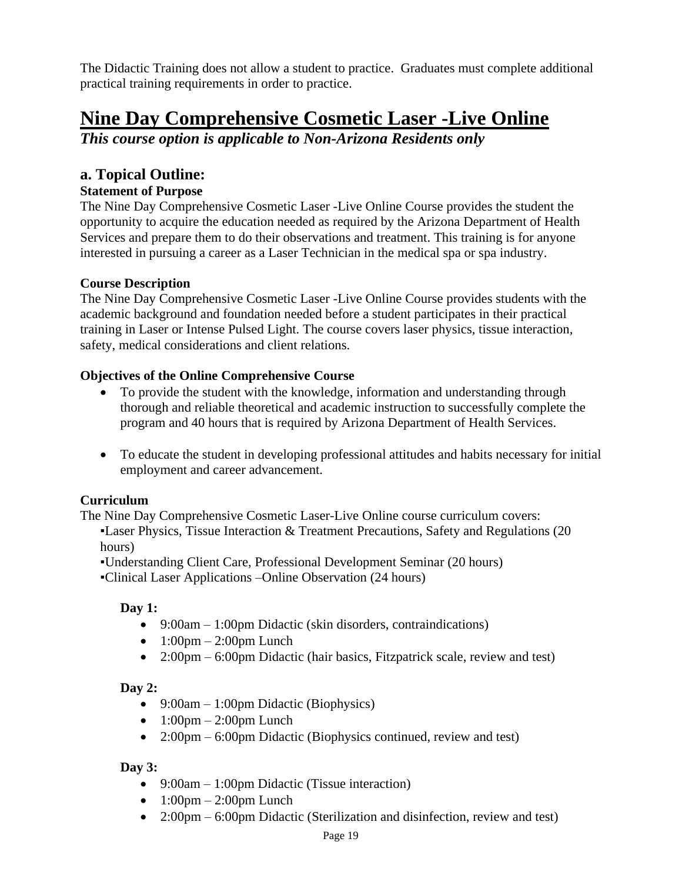The Didactic Training does not allow a student to practice. Graduates must complete additional practical training requirements in order to practice.

# Nine Day Comprehensive Cosmetic Laser -Live Online

***This course option is applicable to Non-Arizona Residents only***

## a. Topical Outline:

**Statement of Purpose**

The Nine Day Comprehensive Cosmetic Laser -Live Online Course provides the student the opportunity to acquire the education needed as required by the Arizona Department of Health Services and prepare them to do their observations and treatment. This training is for anyone interested in pursuing a career as a Laser Technician in the medical spa or spa industry.

**Course Description**

The Nine Day Comprehensive Cosmetic Laser -Live Online Course provides students with the academic background and foundation needed before a student participates in their practical training in Laser or Intense Pulsed Light. The course covers laser physics, tissue interaction, safety, medical considerations and client relations.

**Objectives of the Online Comprehensive Course**

- To provide the student with the knowledge, information and understanding through thorough and reliable theoretical and academic instruction to successfully complete the program and 40 hours that is required by Arizona Department of Health Services.
- To educate the student in developing professional attitudes and habits necessary for initial employment and career advancement.

**Curriculum**

The Nine Day Comprehensive Cosmetic Laser-Live Online course curriculum covers:

- Laser Physics, Tissue Interaction & Treatment Precautions, Safety and Regulations (20 hours)
- Understanding Client Care, Professional Development Seminar (20 hours)
- Clinical Laser Applications –Online Observation (24 hours)

**Day 1:**

- 9:00am – 1:00pm Didactic (skin disorders, contraindications)
- 1:00pm – 2:00pm Lunch
- 2:00pm – 6:00pm Didactic (hair basics, Fitzpatrick scale, review and test)

**Day 2:**

- 9:00am – 1:00pm Didactic (Biophysics)
- 1:00pm – 2:00pm Lunch
- 2:00pm – 6:00pm Didactic (Biophysics continued, review and test)

**Day 3:**

- 9:00am – 1:00pm Didactic (Tissue interaction)
- 1:00pm – 2:00pm Lunch
- 2:00pm – 6:00pm Didactic (Sterilization and disinfection, review and test)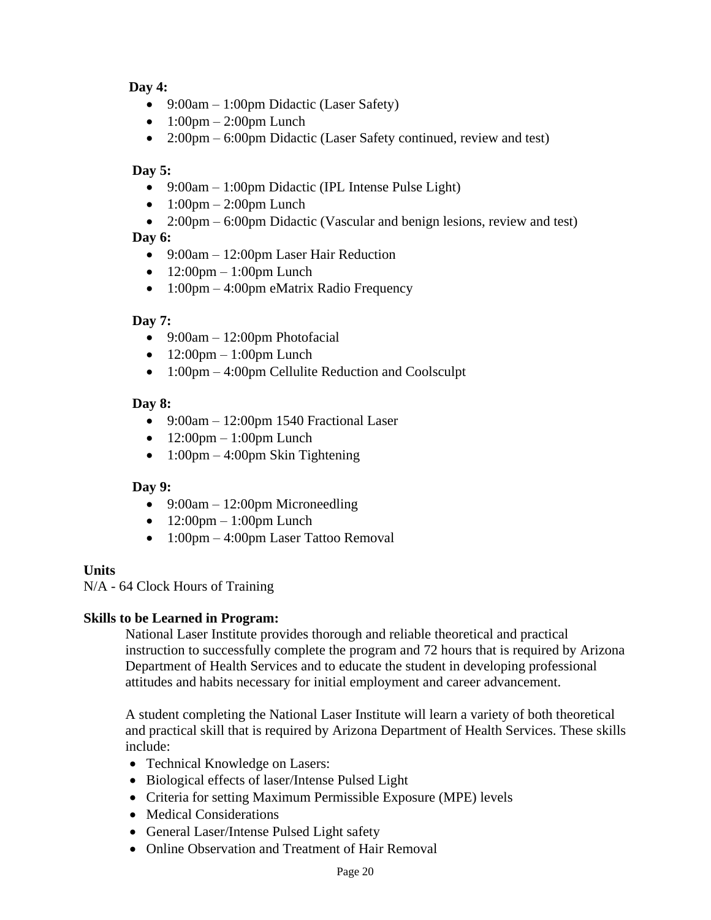**Day 4:**

- 9:00am – 1:00pm Didactic (Laser Safety)
- 1:00pm – 2:00pm Lunch
- 2:00pm – 6:00pm Didactic (Laser Safety continued, review and test)

**Day 5:**

- 9:00am – 1:00pm Didactic (IPL Intense Pulse Light)
- 1:00pm – 2:00pm Lunch
- 2:00pm – 6:00pm Didactic (Vascular and benign lesions, review and test)

**Day 6:**

- 9:00am – 12:00pm Laser Hair Reduction
- 12:00pm – 1:00pm Lunch
- 1:00pm – 4:00pm eMatrix Radio Frequency

**Day 7:**

- 9:00am – 12:00pm Photofacial
- 12:00pm – 1:00pm Lunch
- 1:00pm – 4:00pm Cellulite Reduction and Coolsculpt

**Day 8:**

- 9:00am – 12:00pm 1540 Fractional Laser
- 12:00pm – 1:00pm Lunch
- 1:00pm – 4:00pm Skin Tightening

**Day 9:**

- 9:00am – 12:00pm Microneedling
- 12:00pm – 1:00pm Lunch
- 1:00pm – 4:00pm Laser Tattoo Removal

**Units**

N/A - 64 Clock Hours of Training

**Skills to be Learned in Program:**

National Laser Institute provides thorough and reliable theoretical and practical instruction to successfully complete the program and 72 hours that is required by Arizona Department of Health Services and to educate the student in developing professional attitudes and habits necessary for initial employment and career advancement.

A student completing the National Laser Institute will learn a variety of both theoretical and practical skill that is required by Arizona Department of Health Services. These skills include:

- Technical Knowledge on Lasers:
- Biological effects of laser/Intense Pulsed Light
- Criteria for setting Maximum Permissible Exposure (MPE) levels
- Medical Considerations
- General Laser/Intense Pulsed Light safety
- Online Observation and Treatment of Hair Removal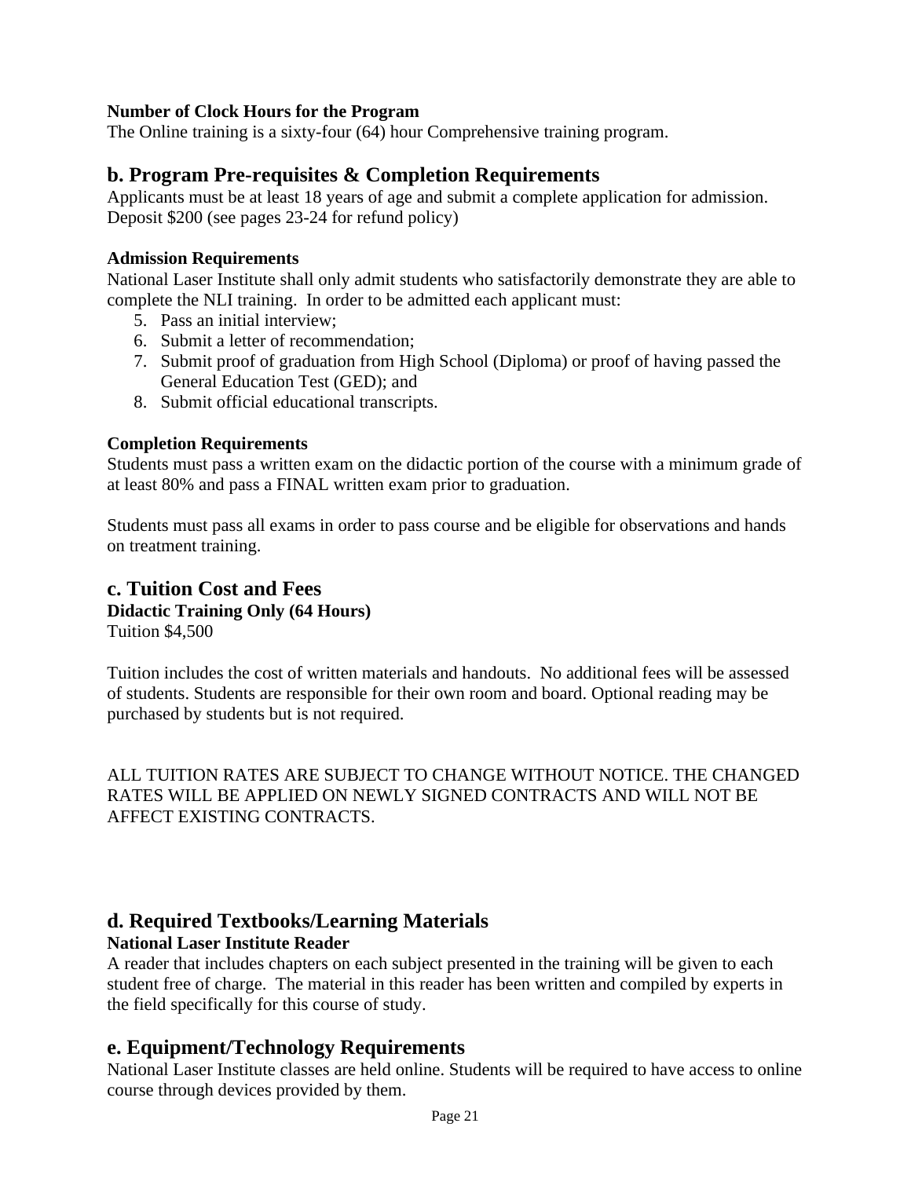**Number of Clock Hours for the Program**

The Online training is a sixty-four (64) hour Comprehensive training program.

## b. Program Pre-requisites & Completion Requirements

Applicants must be at least 18 years of age and submit a complete application for admission. Deposit $200 (see pages 23-24 for refund policy)

**Admission Requirements**

National Laser Institute shall only admit students who satisfactorily demonstrate they are able to complete the NLI training. In order to be admitted each applicant must:

5. Pass an initial interview;
6. Submit a letter of recommendation;
7. Submit proof of graduation from High School (Diploma) or proof of having passed the General Education Test (GED); and
8. Submit official educational transcripts.

**Completion Requirements**

Students must pass a written exam on the didactic portion of the course with a minimum grade of at least 80% and pass a FINAL written exam prior to graduation.

Students must pass all exams in order to pass course and be eligible for observations and hands on treatment training.

## c. Tuition Cost and Fees

**Didactic Training Only (64 Hours)**

Tuition $4,500

Tuition includes the cost of written materials and handouts. No additional fees will be assessed of students. Students are responsible for their own room and board. Optional reading may be purchased by students but is not required.

ALL TUITION RATES ARE SUBJECT TO CHANGE WITHOUT NOTICE. THE CHANGED RATES WILL BE APPLIED ON NEWLY SIGNED CONTRACTS AND WILL NOT BE AFFECT EXISTING CONTRACTS.

## d. Required Textbooks/Learning Materials

**National Laser Institute Reader**

A reader that includes chapters on each subject presented in the training will be given to each student free of charge. The material in this reader has been written and compiled by experts in the field specifically for this course of study.

## e. Equipment/Technology Requirements

National Laser Institute classes are held online. Students will be required to have access to online course through devices provided by them.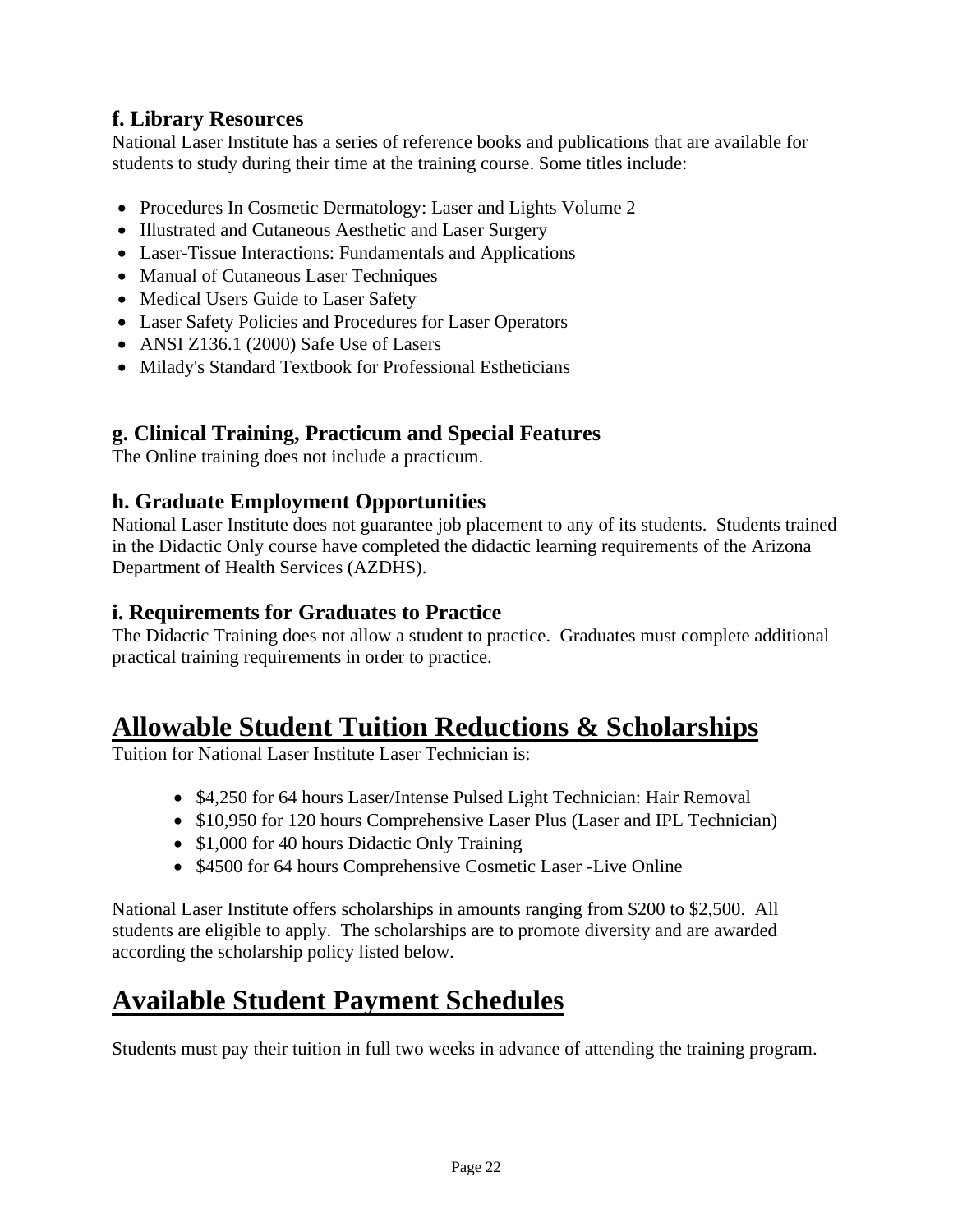### f. Library Resources

National Laser Institute has a series of reference books and publications that are available for students to study during their time at the training course. Some titles include:

- Procedures In Cosmetic Dermatology: Laser and Lights Volume 2
- Illustrated and Cutaneous Aesthetic and Laser Surgery
- Laser-Tissue Interactions: Fundamentals and Applications
- Manual of Cutaneous Laser Techniques
- Medical Users Guide to Laser Safety
- Laser Safety Policies and Procedures for Laser Operators
- ANSI Z136.1 (2000) Safe Use of Lasers
- Milady's Standard Textbook for Professional Estheticians

### g. Clinical Training, Practicum and Special Features

The Online training does not include a practicum.

### h. Graduate Employment Opportunities

National Laser Institute does not guarantee job placement to any of its students. Students trained in the Didactic Only course have completed the didactic learning requirements of the Arizona Department of Health Services (AZDHS).

### i. Requirements for Graduates to Practice

The Didactic Training does not allow a student to practice. Graduates must complete additional practical training requirements in order to practice.

# Allowable Student Tuition Reductions & Scholarships

Tuition for National Laser Institute Laser Technician is:

- $4,250 for 64 hours Laser/Intense Pulsed Light Technician: Hair Removal
- $10,950 for 120 hours Comprehensive Laser Plus (Laser and IPL Technician)
- $1,000 for 40 hours Didactic Only Training
- $4500 for 64 hours Comprehensive Cosmetic Laser -Live Online

National Laser Institute offers scholarships in amounts ranging from $200 to $2,500. All students are eligible to apply. The scholarships are to promote diversity and are awarded according the scholarship policy listed below.

# Available Student Payment Schedules

Students must pay their tuition in full two weeks in advance of attending the training program.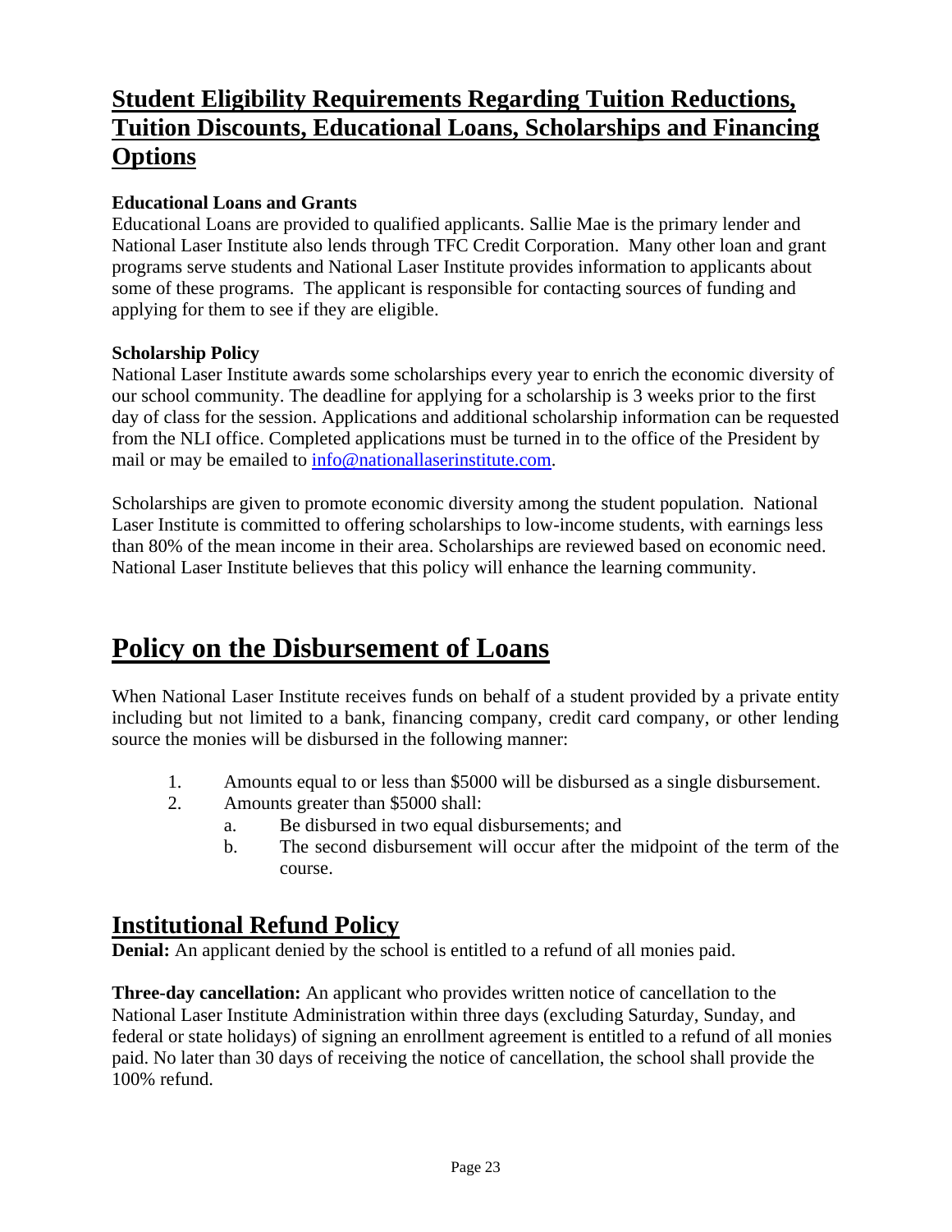## Student Eligibility Requirements Regarding Tuition Reductions, Tuition Discounts, Educational Loans, Scholarships and Financing Options

**Educational Loans and Grants**
Educational Loans are provided to qualified applicants. Sallie Mae is the primary lender and National Laser Institute also lends through TFC Credit Corporation. Many other loan and grant programs serve students and National Laser Institute provides information to applicants about some of these programs. The applicant is responsible for contacting sources of funding and applying for them to see if they are eligible.

**Scholarship Policy**
National Laser Institute awards some scholarships every year to enrich the economic diversity of our school community. The deadline for applying for a scholarship is 3 weeks prior to the first day of class for the session. Applications and additional scholarship information can be requested from the NLI office. Completed applications must be turned in to the office of the President by mail or may be emailed to info@nationallaserinstitute.com.

Scholarships are given to promote economic diversity among the student population. National Laser Institute is committed to offering scholarships to low-income students, with earnings less than 80% of the mean income in their area. Scholarships are reviewed based on economic need. National Laser Institute believes that this policy will enhance the learning community.

# Policy on the Disbursement of Loans

When National Laser Institute receives funds on behalf of a student provided by a private entity including but not limited to a bank, financing company, credit card company, or other lending source the monies will be disbursed in the following manner:

1. Amounts equal to or less than $5000 will be disbursed as a single disbursement.
2. Amounts greater than $5000 shall:
   a. Be disbursed in two equal disbursements; and
   b. The second disbursement will occur after the midpoint of the term of the course.

## Institutional Refund Policy

**Denial:** An applicant denied by the school is entitled to a refund of all monies paid.

**Three-day cancellation:** An applicant who provides written notice of cancellation to the National Laser Institute Administration within three days (excluding Saturday, Sunday, and federal or state holidays) of signing an enrollment agreement is entitled to a refund of all monies paid. No later than 30 days of receiving the notice of cancellation, the school shall provide the 100% refund.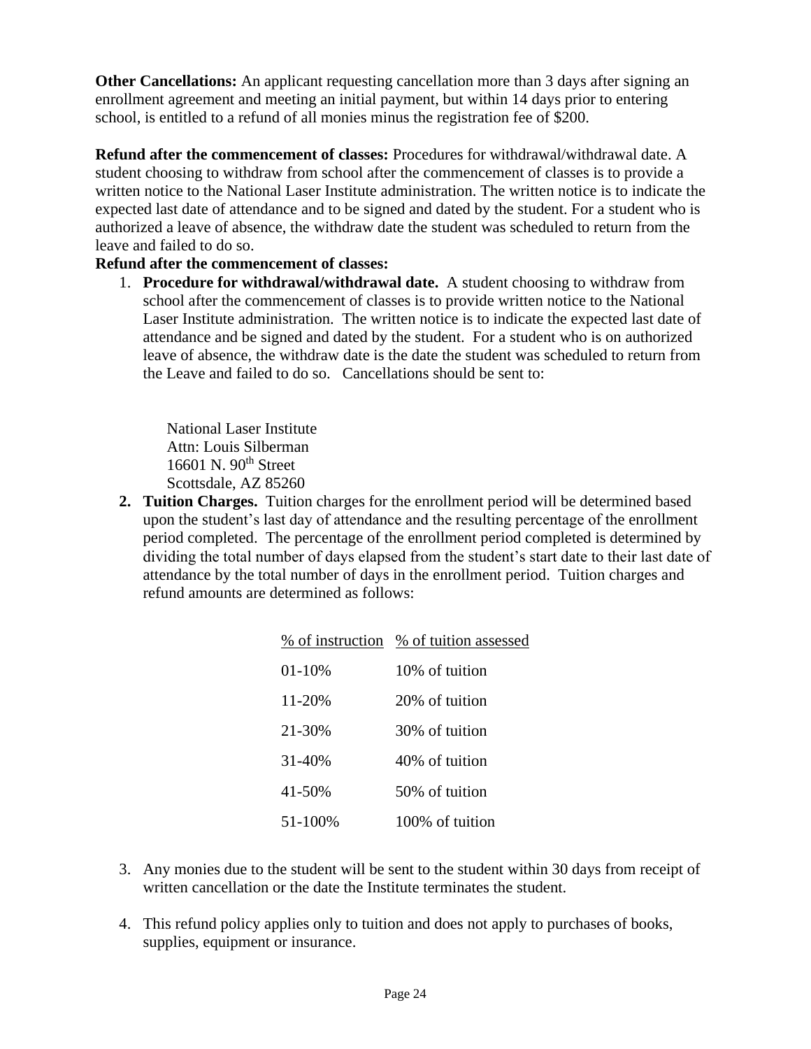**Other Cancellations:** An applicant requesting cancellation more than 3 days after signing an enrollment agreement and meeting an initial payment, but within 14 days prior to entering school, is entitled to a refund of all monies minus the registration fee of $200.

**Refund after the commencement of classes:** Procedures for withdrawal/withdrawal date. A student choosing to withdraw from school after the commencement of classes is to provide a written notice to the National Laser Institute administration. The written notice is to indicate the expected last date of attendance and to be signed and dated by the student. For a student who is authorized a leave of absence, the withdraw date the student was scheduled to return from the leave and failed to do so.

**Refund after the commencement of classes:**

1. **Procedure for withdrawal/withdrawal date.** A student choosing to withdraw from school after the commencement of classes is to provide written notice to the National Laser Institute administration. The written notice is to indicate the expected last date of attendance and be signed and dated by the student. For a student who is on authorized leave of absence, the withdraw date is the date the student was scheduled to return from the Leave and failed to do so. Cancellations should be sent to:

   National Laser Institute
   Attn: Louis Silberman
   16601 N. 90th Street
   Scottsdale, AZ 85260

2. **Tuition Charges.** Tuition charges for the enrollment period will be determined based upon the student's last day of attendance and the resulting percentage of the enrollment period completed. The percentage of the enrollment period completed is determined by dividing the total number of days elapsed from the student's start date to their last date of attendance by the total number of days in the enrollment period. Tuition charges and refund amounts are determined as follows:

| % of instruction | % of tuition assessed |
|---|---|
| 01-10% | 10% of tuition |
| 11-20% | 20% of tuition |
| 21-30% | 30% of tuition |
| 31-40% | 40% of tuition |
| 41-50% | 50% of tuition |
| 51-100% | 100% of tuition |

3. Any monies due to the student will be sent to the student within 30 days from receipt of written cancellation or the date the Institute terminates the student.

4. This refund policy applies only to tuition and does not apply to purchases of books, supplies, equipment or insurance.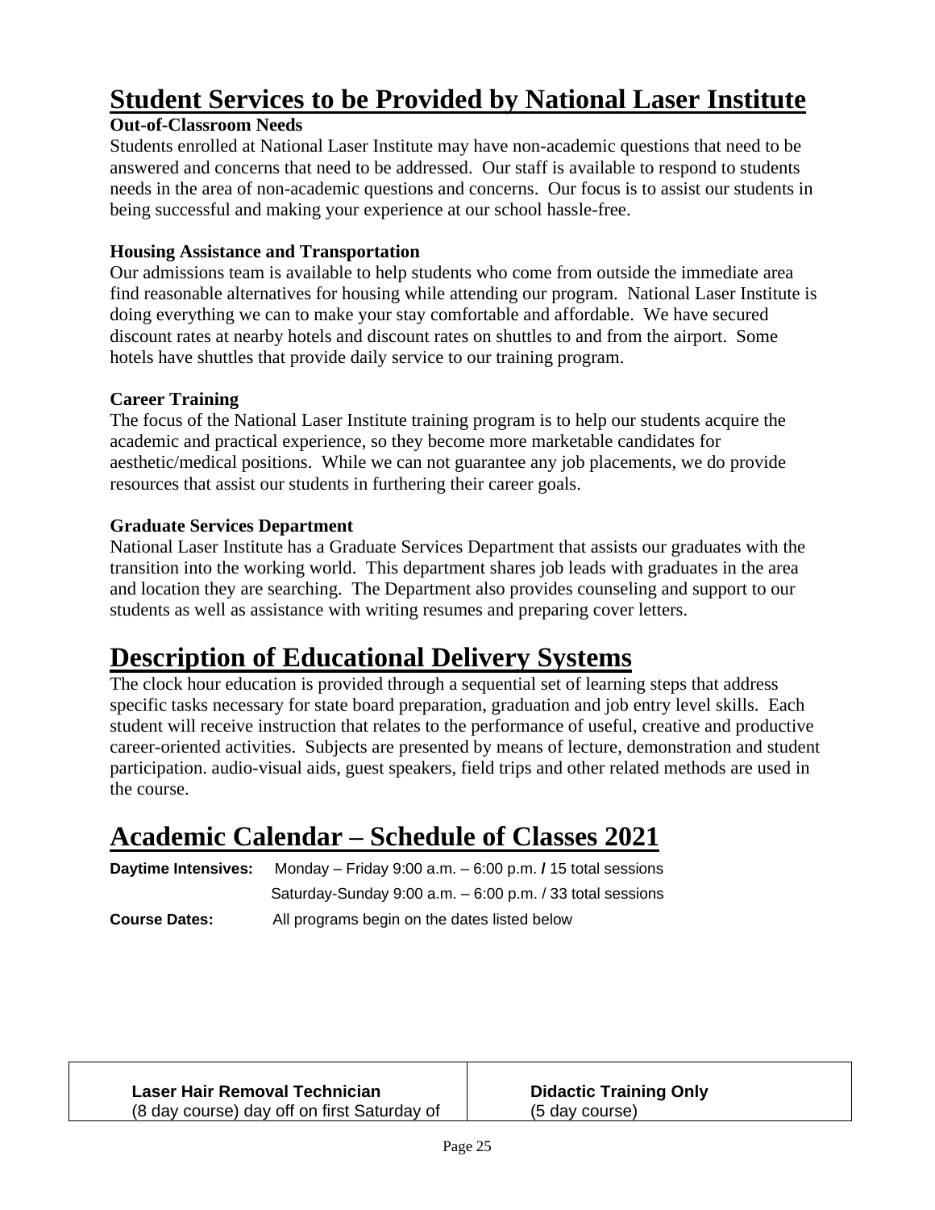# Student Services to be Provided by National Laser Institute

**Out-of-Classroom Needs**

Students enrolled at National Laser Institute may have non-academic questions that need to be answered and concerns that need to be addressed. Our staff is available to respond to students needs in the area of non-academic questions and concerns. Our focus is to assist our students in being successful and making your experience at our school hassle-free.

**Housing Assistance and Transportation**

Our admissions team is available to help students who come from outside the immediate area find reasonable alternatives for housing while attending our program. National Laser Institute is doing everything we can to make your stay comfortable and affordable. We have secured discount rates at nearby hotels and discount rates on shuttles to and from the airport. Some hotels have shuttles that provide daily service to our training program.

**Career Training**

The focus of the National Laser Institute training program is to help our students acquire the academic and practical experience, so they become more marketable candidates for aesthetic/medical positions. While we can not guarantee any job placements, we do provide resources that assist our students in furthering their career goals.

**Graduate Services Department**

National Laser Institute has a Graduate Services Department that assists our graduates with the transition into the working world. This department shares job leads with graduates in the area and location they are searching. The Department also provides counseling and support to our students as well as assistance with writing resumes and preparing cover letters.

# Description of Educational Delivery Systems

The clock hour education is provided through a sequential set of learning steps that address specific tasks necessary for state board preparation, graduation and job entry level skills. Each student will receive instruction that relates to the performance of useful, creative and productive career-oriented activities. Subjects are presented by means of lecture, demonstration and student participation. audio-visual aids, guest speakers, field trips and other related methods are used in the course.

# Academic Calendar – Schedule of Classes 2021

**Daytime Intensives:** Monday – Friday 9:00 a.m. – 6:00 p.m. **/** 15 total sessions
Saturday-Sunday 9:00 a.m. – 6:00 p.m. / 33 total sessions

**Course Dates:** All programs begin on the dates listed below

| **Laser Hair Removal Technician**<br>(8 day course) day off on first Saturday of | **Didactic Training Only**<br>(5 day course) |
|---|---|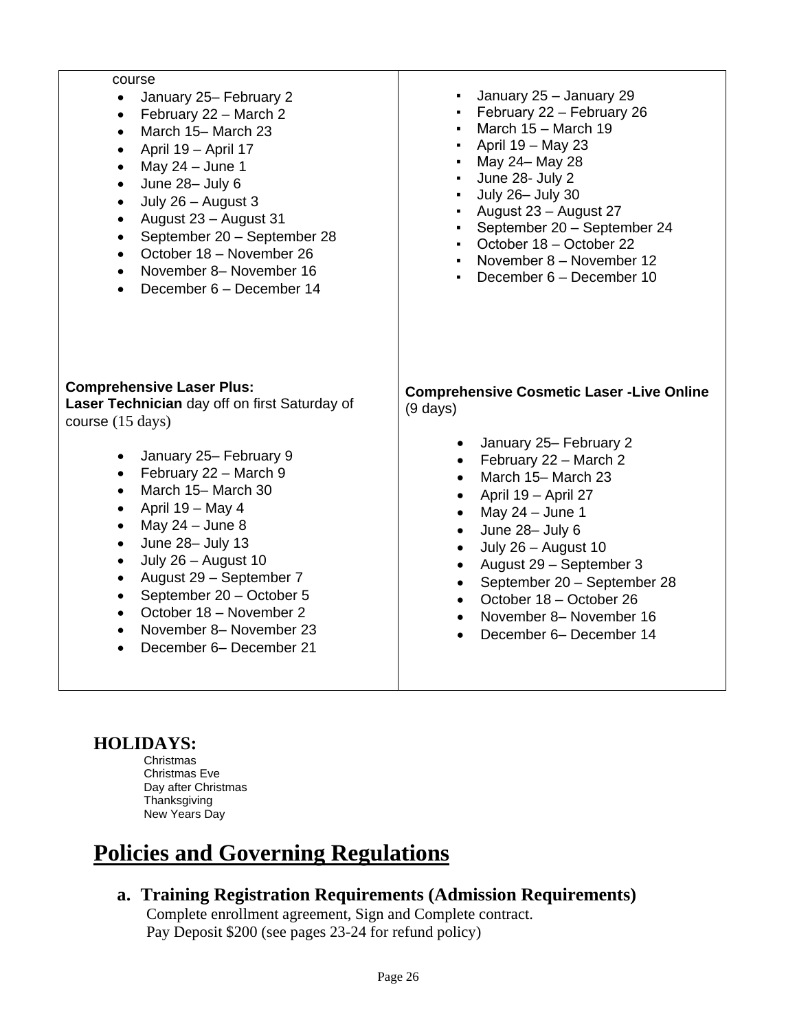| course<br>• January 25– February 2<br>• February 22 – March 2<br>• March 15– March 23<br>• April 19 – April 17<br>• May 24 – June 1<br>• June 28– July 6<br>• July 26 – August 3<br>• August 23 – August 31<br>• September 20 – September 28<br>• October 18 – November 26<br>• November 8– November 16<br>• December 6 – December 14 | ▪ January 25 – January 29<br>▪ February 22 – February 26<br>▪ March 15 – March 19<br>▪ April 19 – May 23<br>▪ May 24– May 28<br>▪ June 28- July 2<br>▪ July 26– July 30<br>▪ August 23 – August 27<br>▪ September 20 – September 24<br>▪ October 18 – October 22<br>▪ November 8 – November 12<br>▪ December 6 – December 10 |
|---|---|
| **Comprehensive Laser Plus:**<br>**Laser Technician** day off on first Saturday of course (15 days)<br>• January 25– February 9<br>• February 22 – March 9<br>• March 15– March 30<br>• April 19 – May 4<br>• May 24 – June 8<br>• June 28– July 13<br>• July 26 – August 10<br>• August 29 – September 7<br>• September 20 – October 5<br>• October 18 – November 2<br>• November 8– November 23<br>• December 6– December 21 | **Comprehensive Cosmetic Laser -Live Online** (9 days)<br>• January 25– February 2<br>• February 22 – March 2<br>• March 15– March 23<br>• April 19 – April 27<br>• May 24 – June 1<br>• June 28– July 6<br>• July 26 – August 10<br>• August 29 – September 3<br>• September 20 – September 28<br>• October 18 – October 26<br>• November 8– November 16<br>• December 6– December 14 |

## HOLIDAYS:

Christmas
Christmas Eve
Day after Christmas
Thanksgiving
New Years Day

# Policies and Governing Regulations

## a. Training Registration Requirements (Admission Requirements)

Complete enrollment agreement, Sign and Complete contract.
Pay Deposit $200 (see pages 23-24 for refund policy)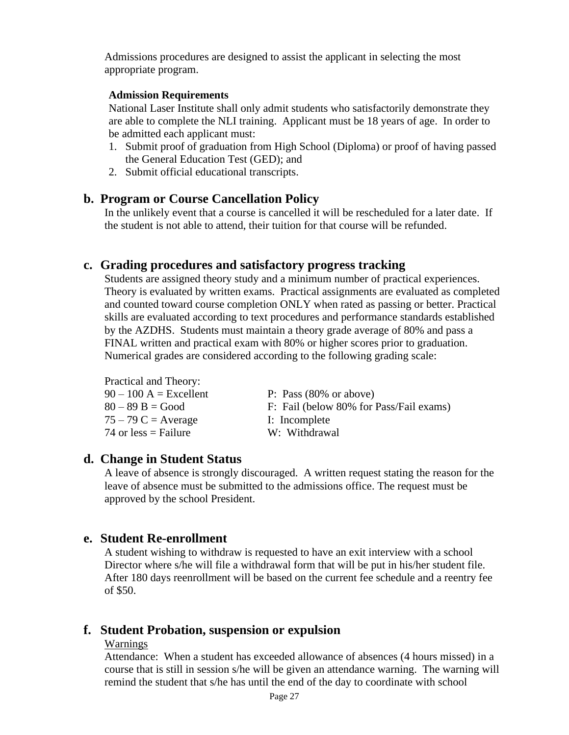Admissions procedures are designed to assist the applicant in selecting the most appropriate program.

**Admission Requirements**

National Laser Institute shall only admit students who satisfactorily demonstrate they are able to complete the NLI training. Applicant must be 18 years of age. In order to be admitted each applicant must:

1. Submit proof of graduation from High School (Diploma) or proof of having passed the General Education Test (GED); and
2. Submit official educational transcripts.

## b. Program or Course Cancellation Policy

In the unlikely event that a course is cancelled it will be rescheduled for a later date. If the student is not able to attend, their tuition for that course will be refunded.

## c. Grading procedures and satisfactory progress tracking

Students are assigned theory study and a minimum number of practical experiences. Theory is evaluated by written exams. Practical assignments are evaluated as completed and counted toward course completion ONLY when rated as passing or better. Practical skills are evaluated according to text procedures and performance standards established by the AZDHS. Students must maintain a theory grade average of 80% and pass a FINAL written and practical exam with 80% or higher scores prior to graduation. Numerical grades are considered according to the following grading scale:

Practical and Theory:

| | |
|---|---|
| 90 – 100 A = Excellent | P: Pass (80% or above) |
| 80 – 89 B = Good | F: Fail (below 80% for Pass/Fail exams) |
| 75 – 79 C = Average | I: Incomplete |
| 74 or less = Failure | W: Withdrawal |

## d. Change in Student Status

A leave of absence is strongly discouraged. A written request stating the reason for the leave of absence must be submitted to the admissions office. The request must be approved by the school President.

## e. Student Re-enrollment

A student wishing to withdraw is requested to have an exit interview with a school Director where s/he will file a withdrawal form that will be put in his/her student file. After 180 days reenrollment will be based on the current fee schedule and a reentry fee of $50.

## f. Student Probation, suspension or expulsion

<u>Warnings</u>

Attendance: When a student has exceeded allowance of absences (4 hours missed) in a course that is still in session s/he will be given an attendance warning. The warning will remind the student that s/he has until the end of the day to coordinate with school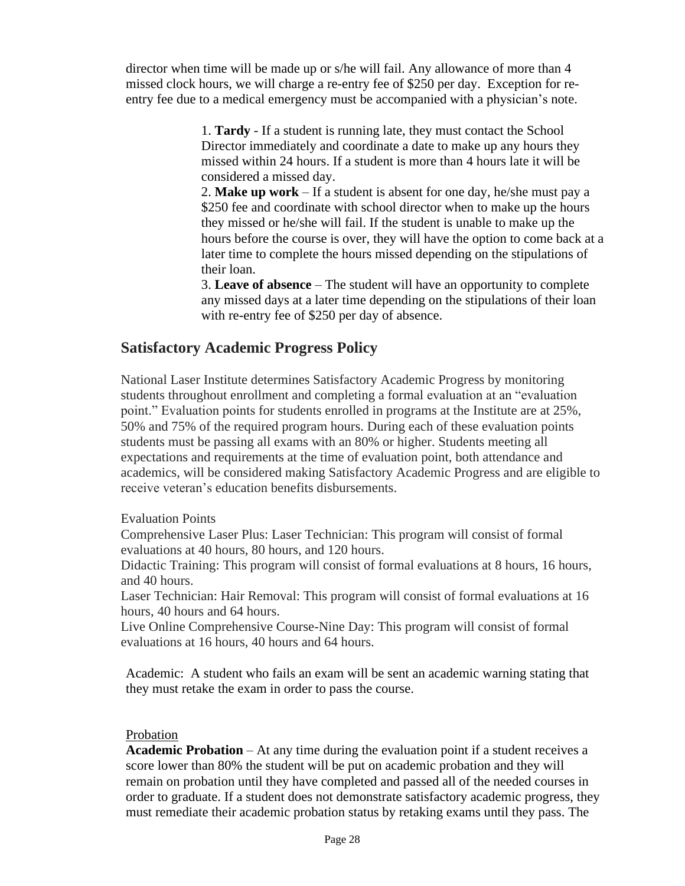director when time will be made up or s/he will fail. Any allowance of more than 4 missed clock hours, we will charge a re-entry fee of $250 per day. Exception for re-entry fee due to a medical emergency must be accompanied with a physician's note.

1. **Tardy** - If a student is running late, they must contact the School Director immediately and coordinate a date to make up any hours they missed within 24 hours. If a student is more than 4 hours late it will be considered a missed day.
2. **Make up work** – If a student is absent for one day, he/she must pay a $250 fee and coordinate with school director when to make up the hours they missed or he/she will fail. If the student is unable to make up the hours before the course is over, they will have the option to come back at a later time to complete the hours missed depending on the stipulations of their loan.
3. **Leave of absence** – The student will have an opportunity to complete any missed days at a later time depending on the stipulations of their loan with re-entry fee of $250 per day of absence.

## Satisfactory Academic Progress Policy

National Laser Institute determines Satisfactory Academic Progress by monitoring students throughout enrollment and completing a formal evaluation at an "evaluation point." Evaluation points for students enrolled in programs at the Institute are at 25%, 50% and 75% of the required program hours. During each of these evaluation points students must be passing all exams with an 80% or higher. Students meeting all expectations and requirements at the time of evaluation point, both attendance and academics, will be considered making Satisfactory Academic Progress and are eligible to receive veteran's education benefits disbursements.

Evaluation Points
Comprehensive Laser Plus: Laser Technician: This program will consist of formal evaluations at 40 hours, 80 hours, and 120 hours.
Didactic Training: This program will consist of formal evaluations at 8 hours, 16 hours, and 40 hours.
Laser Technician: Hair Removal: This program will consist of formal evaluations at 16 hours, 40 hours and 64 hours.
Live Online Comprehensive Course-Nine Day: This program will consist of formal evaluations at 16 hours, 40 hours and 64 hours.

Academic: A student who fails an exam will be sent an academic warning stating that they must retake the exam in order to pass the course.

Probation

**Academic Probation** – At any time during the evaluation point if a student receives a score lower than 80% the student will be put on academic probation and they will remain on probation until they have completed and passed all of the needed courses in order to graduate. If a student does not demonstrate satisfactory academic progress, they must remediate their academic probation status by retaking exams until they pass. The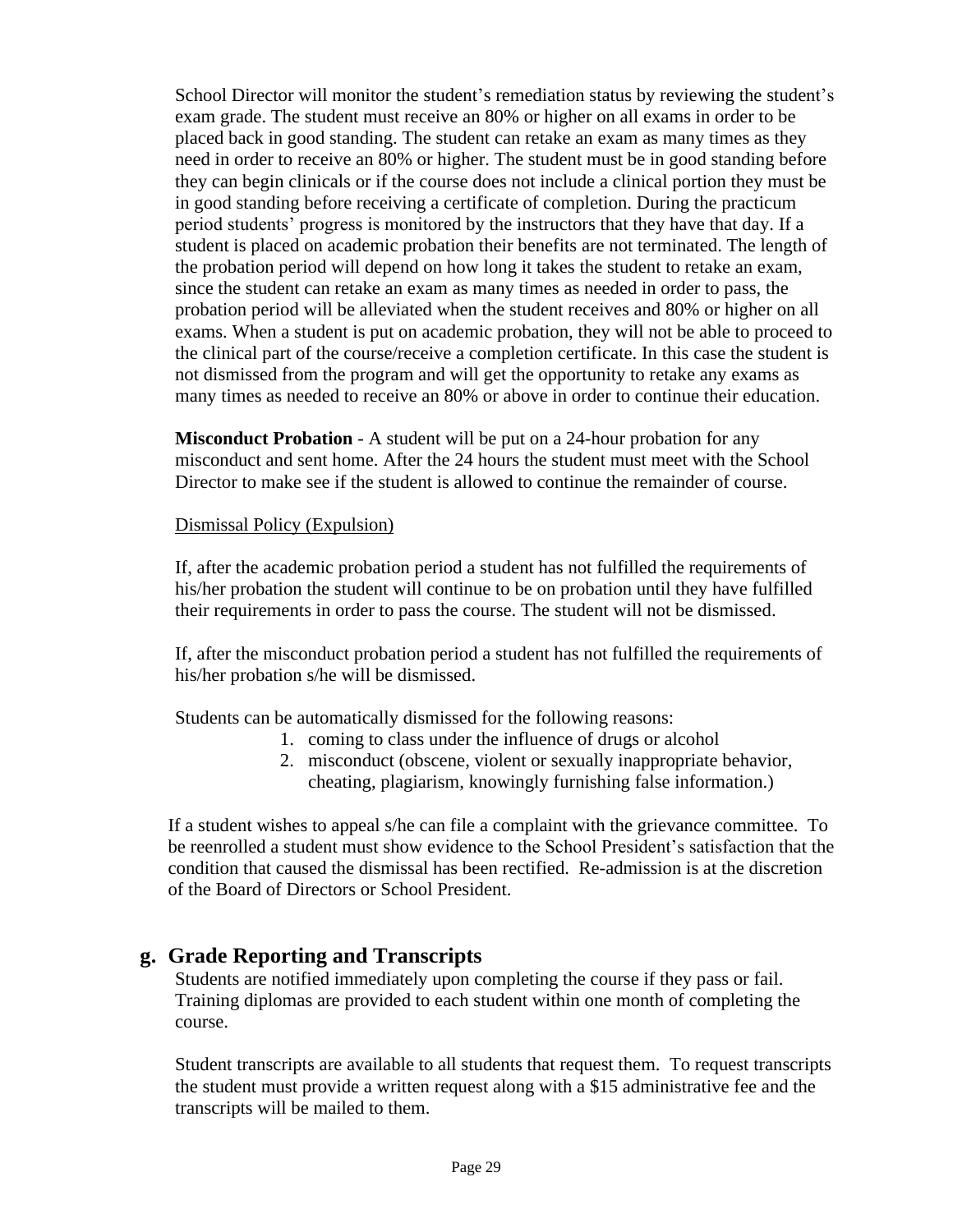School Director will monitor the student's remediation status by reviewing the student's exam grade. The student must receive an 80% or higher on all exams in order to be placed back in good standing. The student can retake an exam as many times as they need in order to receive an 80% or higher. The student must be in good standing before they can begin clinicals or if the course does not include a clinical portion they must be in good standing before receiving a certificate of completion. During the practicum period students' progress is monitored by the instructors that they have that day. If a student is placed on academic probation their benefits are not terminated. The length of the probation period will depend on how long it takes the student to retake an exam, since the student can retake an exam as many times as needed in order to pass, the probation period will be alleviated when the student receives and 80% or higher on all exams. When a student is put on academic probation, they will not be able to proceed to the clinical part of the course/receive a completion certificate. In this case the student is not dismissed from the program and will get the opportunity to retake any exams as many times as needed to receive an 80% or above in order to continue their education.

**Misconduct Probation** - A student will be put on a 24-hour probation for any misconduct and sent home. After the 24 hours the student must meet with the School Director to make see if the student is allowed to continue the remainder of course.

<u>Dismissal Policy (Expulsion)</u>

If, after the academic probation period a student has not fulfilled the requirements of his/her probation the student will continue to be on probation until they have fulfilled their requirements in order to pass the course. The student will not be dismissed.

If, after the misconduct probation period a student has not fulfilled the requirements of his/her probation s/he will be dismissed.

Students can be automatically dismissed for the following reasons:

1. coming to class under the influence of drugs or alcohol
2. misconduct (obscene, violent or sexually inappropriate behavior, cheating, plagiarism, knowingly furnishing false information.)

If a student wishes to appeal s/he can file a complaint with the grievance committee. To be reenrolled a student must show evidence to the School President's satisfaction that the condition that caused the dismissal has been rectified. Re-admission is at the discretion of the Board of Directors or School President.

## g. Grade Reporting and Transcripts

Students are notified immediately upon completing the course if they pass or fail. Training diplomas are provided to each student within one month of completing the course.

Student transcripts are available to all students that request them. To request transcripts the student must provide a written request along with a $15 administrative fee and the transcripts will be mailed to them.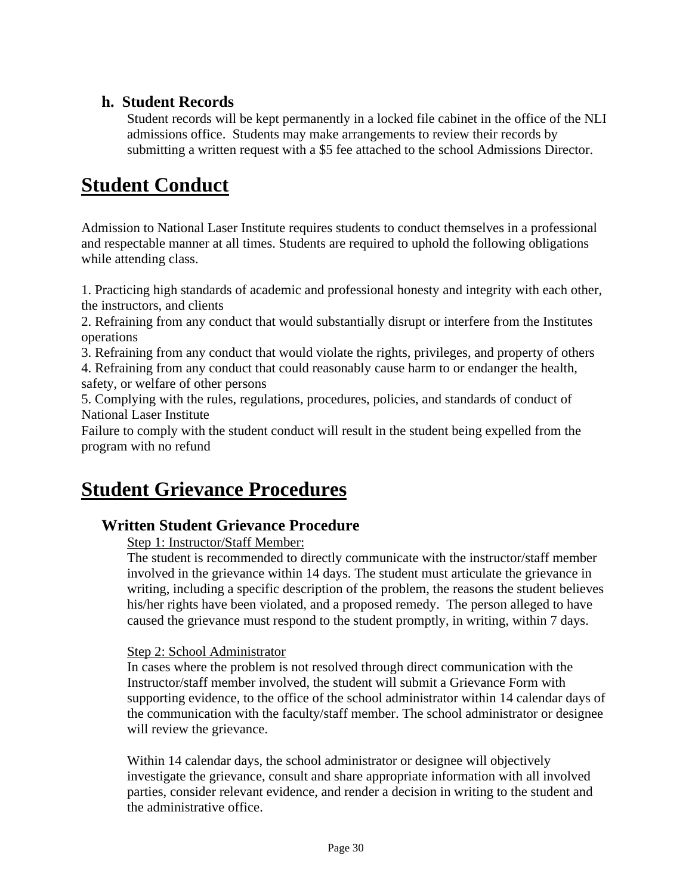### h. Student Records

Student records will be kept permanently in a locked file cabinet in the office of the NLI admissions office. Students may make arrangements to review their records by submitting a written request with a $5 fee attached to the school Admissions Director.

# Student Conduct

Admission to National Laser Institute requires students to conduct themselves in a professional and respectable manner at all times. Students are required to uphold the following obligations while attending class.

1. Practicing high standards of academic and professional honesty and integrity with each other, the instructors, and clients
2. Refraining from any conduct that would substantially disrupt or interfere from the Institutes operations
3. Refraining from any conduct that would violate the rights, privileges, and property of others
4. Refraining from any conduct that could reasonably cause harm to or endanger the health, safety, or welfare of other persons
5. Complying with the rules, regulations, procedures, policies, and standards of conduct of National Laser Institute

Failure to comply with the student conduct will result in the student being expelled from the program with no refund

# Student Grievance Procedures

## Written Student Grievance Procedure

Step 1: Instructor/Staff Member:

The student is recommended to directly communicate with the instructor/staff member involved in the grievance within 14 days. The student must articulate the grievance in writing, including a specific description of the problem, the reasons the student believes his/her rights have been violated, and a proposed remedy. The person alleged to have caused the grievance must respond to the student promptly, in writing, within 7 days.

Step 2: School Administrator

In cases where the problem is not resolved through direct communication with the Instructor/staff member involved, the student will submit a Grievance Form with supporting evidence, to the office of the school administrator within 14 calendar days of the communication with the faculty/staff member. The school administrator or designee will review the grievance.

Within 14 calendar days, the school administrator or designee will objectively investigate the grievance, consult and share appropriate information with all involved parties, consider relevant evidence, and render a decision in writing to the student and the administrative office.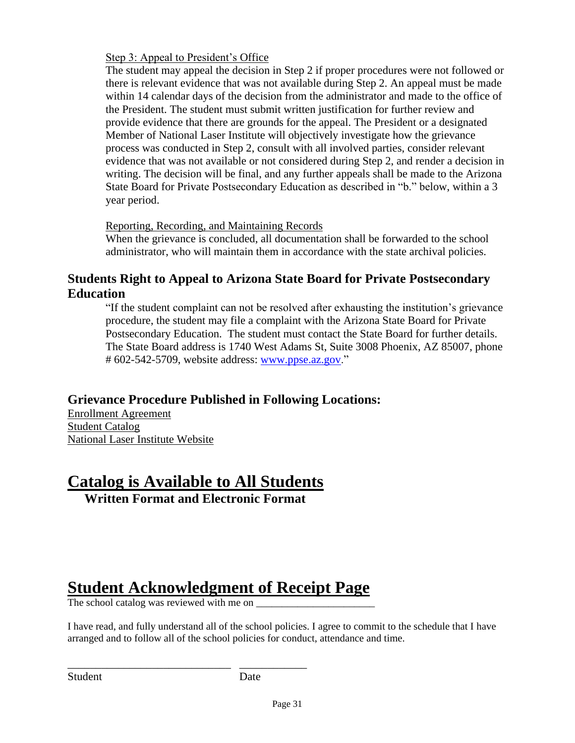Step 3: Appeal to President's Office

The student may appeal the decision in Step 2 if proper procedures were not followed or there is relevant evidence that was not available during Step 2. An appeal must be made within 14 calendar days of the decision from the administrator and made to the office of the President. The student must submit written justification for further review and provide evidence that there are grounds for the appeal. The President or a designated Member of National Laser Institute will objectively investigate how the grievance process was conducted in Step 2, consult with all involved parties, consider relevant evidence that was not available or not considered during Step 2, and render a decision in writing. The decision will be final, and any further appeals shall be made to the Arizona State Board for Private Postsecondary Education as described in "b." below, within a 3 year period.

Reporting, Recording, and Maintaining Records

When the grievance is concluded, all documentation shall be forwarded to the school administrator, who will maintain them in accordance with the state archival policies.

### Students Right to Appeal to Arizona State Board for Private Postsecondary Education

"If the student complaint can not be resolved after exhausting the institution's grievance procedure, the student may file a complaint with the Arizona State Board for Private Postsecondary Education. The student must contact the State Board for further details. The State Board address is 1740 West Adams St, Suite 3008 Phoenix, AZ 85007, phone # 602-542-5709, website address: www.ppse.az.gov."

### Grievance Procedure Published in Following Locations:

Enrollment Agreement
Student Catalog
National Laser Institute Website

# Catalog is Available to All Students

**Written Format and Electronic Format**

# Student Acknowledgment of Receipt Page

The school catalog was reviewed with me on _______________________

I have read, and fully understand all of the school policies. I agree to commit to the schedule that I have arranged and to follow all of the school policies for conduct, attendance and time.

______________________________ ____________

Student Date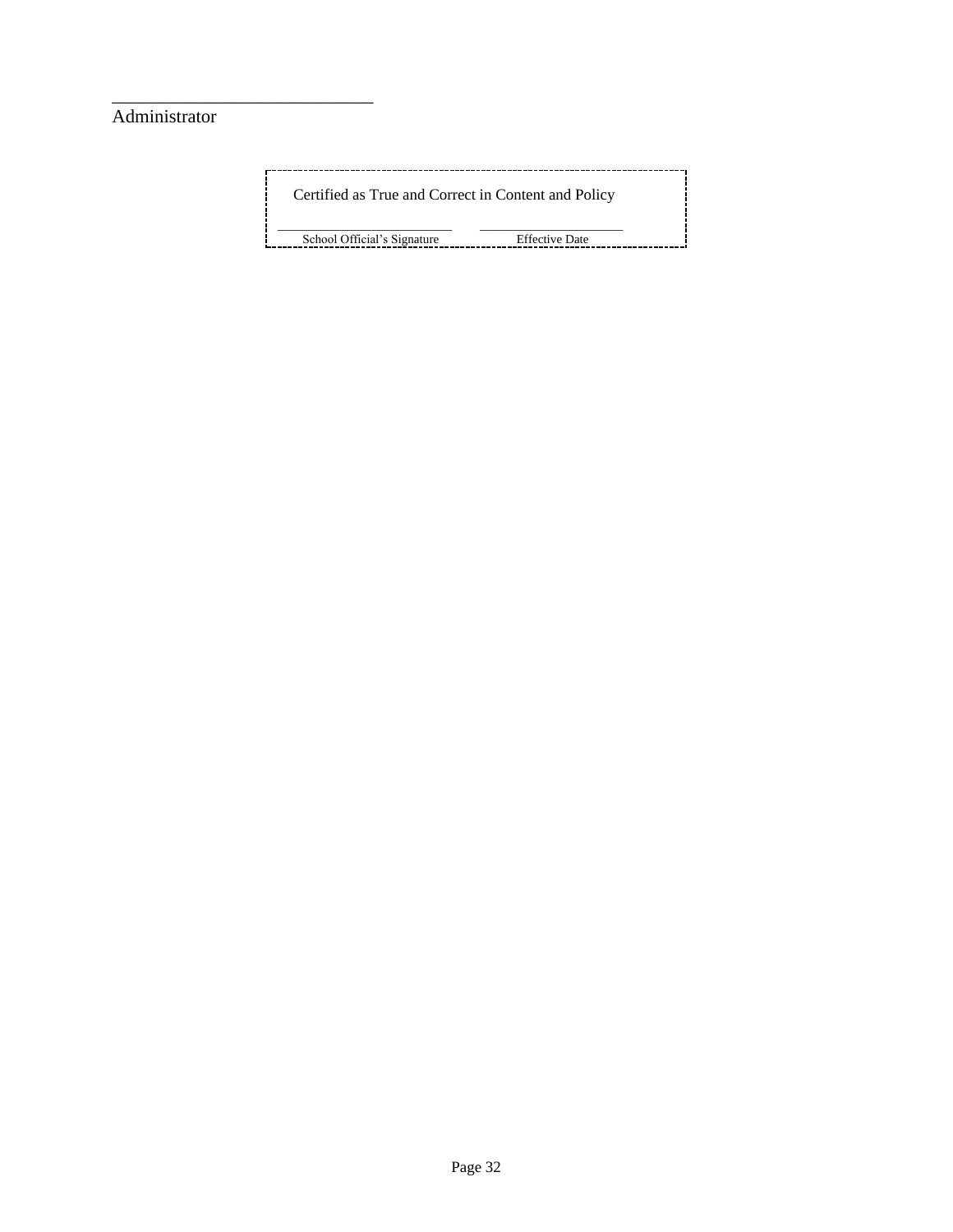_____________________________
Administrator

Certified as True and Correct in Content and Policy

_________________________ _____________________
School Official's Signature Effective Date